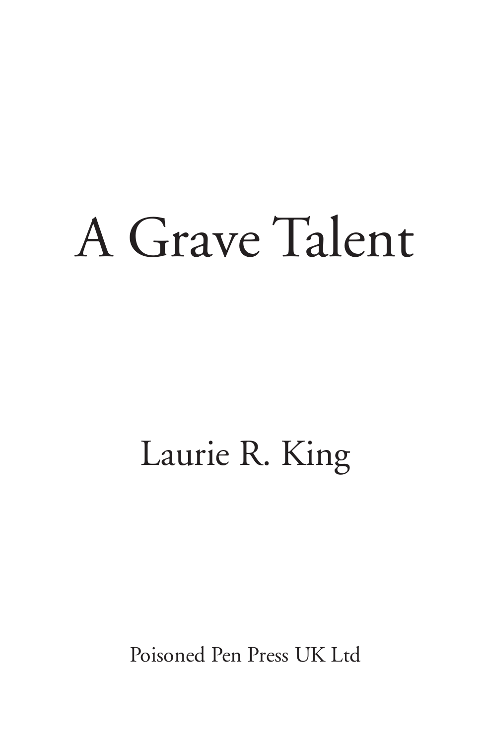# A Grave Talent

Laurie R. King

Poisoned Pen Press UK Ltd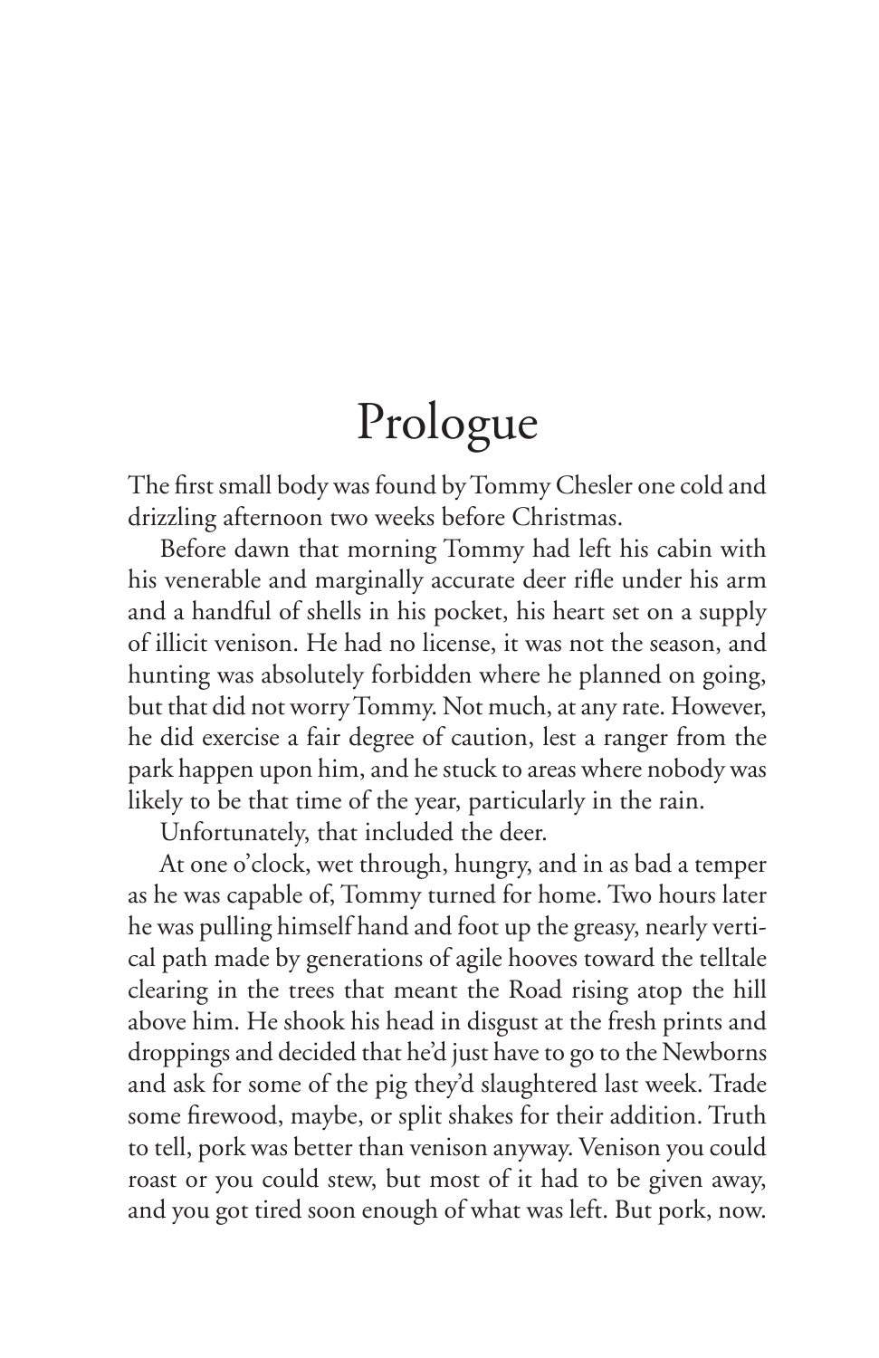# Prologue

The first small body was found by Tommy Chesler one cold and drizzling afternoon two weeks before Christmas.

Before dawn that morning Tommy had left his cabin with his venerable and marginally accurate deer rifle under his arm and a handful of shells in his pocket, his heart set on a supply of illicit venison. He had no license, it was not the season, and hunting was absolutely forbidden where he planned on going, but that did not worry Tommy. Not much, at any rate. However, he did exercise a fair degree of caution, lest a ranger from the park happen upon him, and he stuck to areas where nobody was likely to be that time of the year, particularly in the rain.

Unfortunately, that included the deer.

At one o'clock, wet through, hungry, and in as bad a temper as he was capable of, Tommy turned for home. Two hours later he was pulling himself hand and foot up the greasy, nearly vertical path made by generations of agile hooves toward the telltale clearing in the trees that meant the Road rising atop the hill above him. He shook his head in disgust at the fresh prints and droppings and decided that he'd just have to go to the Newborns and ask for some of the pig they'd slaughtered last week. Trade some firewood, maybe, or split shakes for their addition. Truth to tell, pork was better than venison anyway. Venison you could roast or you could stew, but most of it had to be given away, and you got tired soon enough of what was left. But pork, now.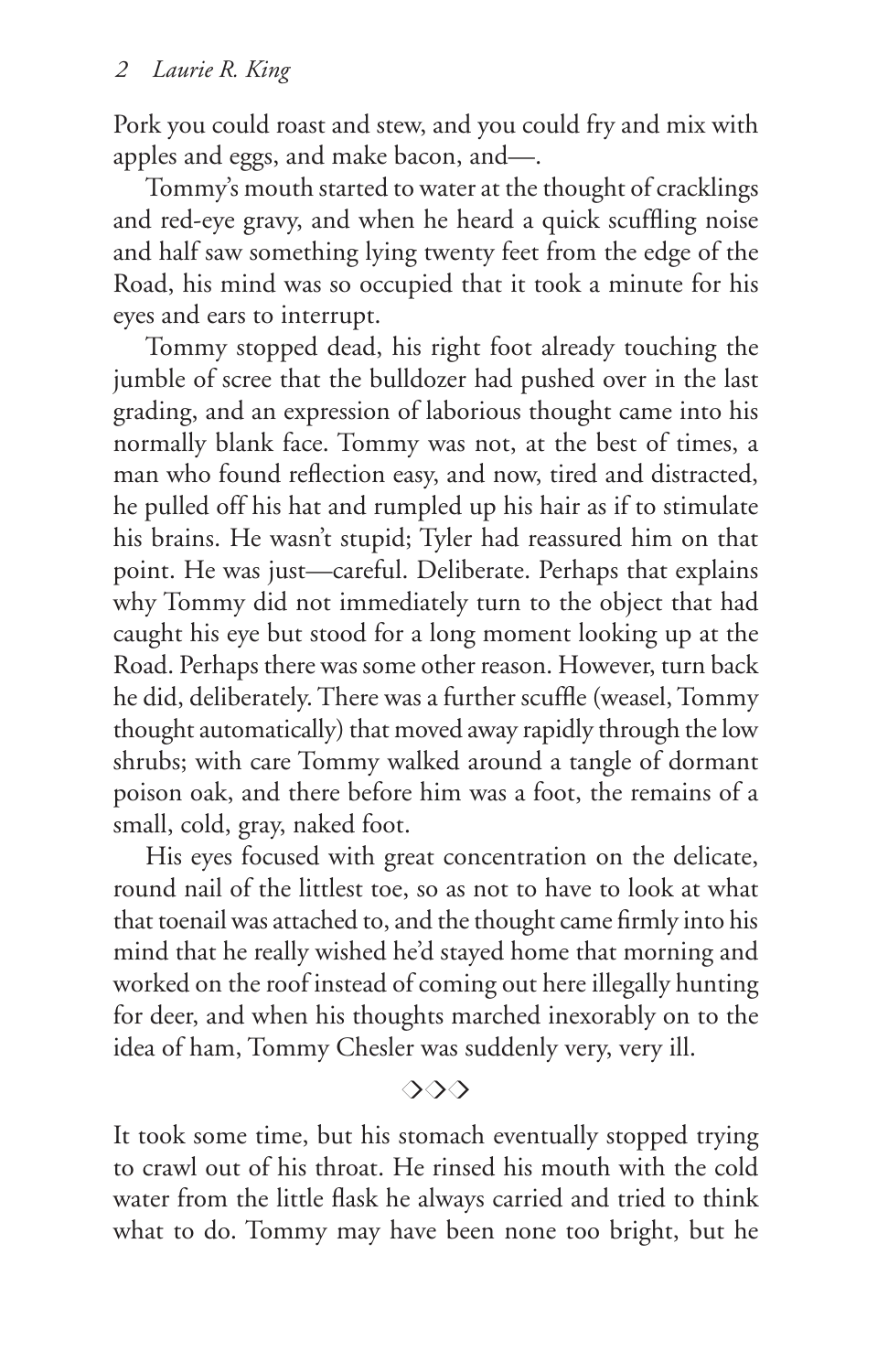Pork you could roast and stew, and you could fry and mix with apples and eggs, and make bacon, and—.

Tommy's mouth started to water at the thought of cracklings and red-eye gravy, and when he heard a quick scuffling noise and half saw something lying twenty feet from the edge of the Road, his mind was so occupied that it took a minute for his eyes and ears to interrupt.

Tommy stopped dead, his right foot already touching the jumble of scree that the bulldozer had pushed over in the last grading, and an expression of laborious thought came into his normally blank face. Tommy was not, at the best of times, a man who found reflection easy, and now, tired and distracted, he pulled off his hat and rumpled up his hair as if to stimulate his brains. He wasn't stupid; Tyler had reassured him on that point. He was just—careful. Deliberate. Perhaps that explains why Tommy did not immediately turn to the object that had caught his eye but stood for a long moment looking up at the Road. Perhaps there was some other reason. However, turn back he did, deliberately. There was a further scuffle (weasel, Tommy thought automatically) that moved away rapidly through the low shrubs; with care Tommy walked around a tangle of dormant poison oak, and there before him was a foot, the remains of a small, cold, gray, naked foot.

His eyes focused with great concentration on the delicate, round nail of the littlest toe, so as not to have to look at what that toenail was attached to, and the thought came firmly into his mind that he really wished he'd stayed home that morning and worked on the roof instead of coming out here illegally hunting for deer, and when his thoughts marched inexorably on to the idea of ham, Tommy Chesler was suddenly very, very ill.

◇◇◇

It took some time, but his stomach eventually stopped trying to crawl out of his throat. He rinsed his mouth with the cold water from the little flask he always carried and tried to think what to do. Tommy may have been none too bright, but he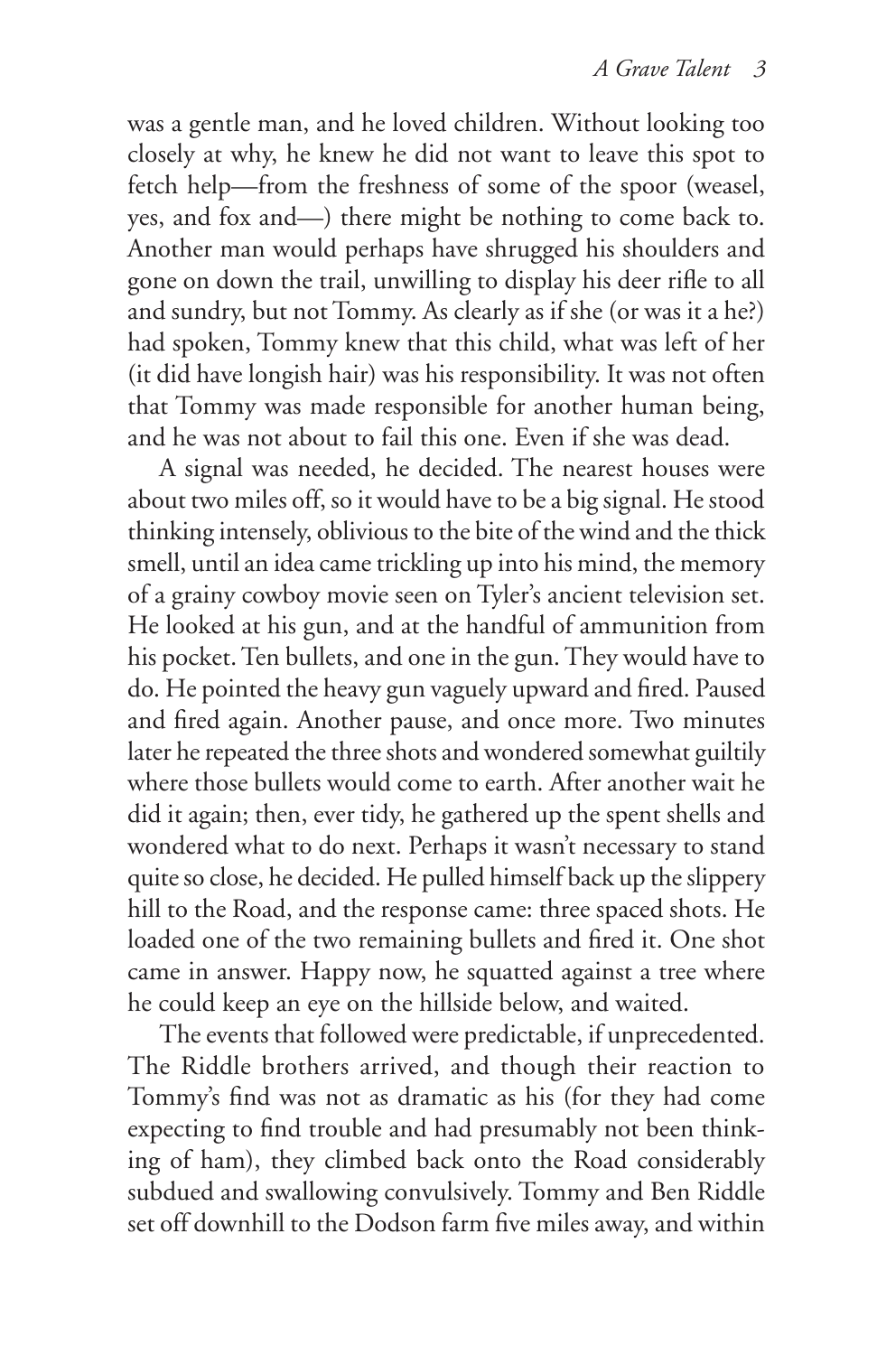was a gentle man, and he loved children. Without looking too closely at why, he knew he did not want to leave this spot to fetch help—from the freshness of some of the spoor (weasel, yes, and fox and—) there might be nothing to come back to. Another man would perhaps have shrugged his shoulders and gone on down the trail, unwilling to display his deer rifle to all and sundry, but not Tommy. As clearly as if she (or was it a he?) had spoken, Tommy knew that this child, what was left of her (it did have longish hair) was his responsibility. It was not often that Tommy was made responsible for another human being, and he was not about to fail this one. Even if she was dead.

A signal was needed, he decided. The nearest houses were about two miles off, so it would have to be a big signal. He stood thinking intensely, oblivious to the bite of the wind and the thick smell, until an idea came trickling up into his mind, the memory of a grainy cowboy movie seen on Tyler's ancient television set. He looked at his gun, and at the handful of ammunition from his pocket. Ten bullets, and one in the gun. They would have to do. He pointed the heavy gun vaguely upward and fired. Paused and fired again. Another pause, and once more. Two minutes later he repeated the three shots and wondered somewhat guiltily where those bullets would come to earth. After another wait he did it again; then, ever tidy, he gathered up the spent shells and wondered what to do next. Perhaps it wasn't necessary to stand quite so close, he decided. He pulled himself back up the slippery hill to the Road, and the response came: three spaced shots. He loaded one of the two remaining bullets and fired it. One shot came in answer. Happy now, he squatted against a tree where he could keep an eye on the hillside below, and waited.

The events that followed were predictable, if unprecedented. The Riddle brothers arrived, and though their reaction to Tommy's find was not as dramatic as his (for they had come expecting to find trouble and had presumably not been thinking of ham), they climbed back onto the Road considerably subdued and swallowing convulsively. Tommy and Ben Riddle set off downhill to the Dodson farm five miles away, and within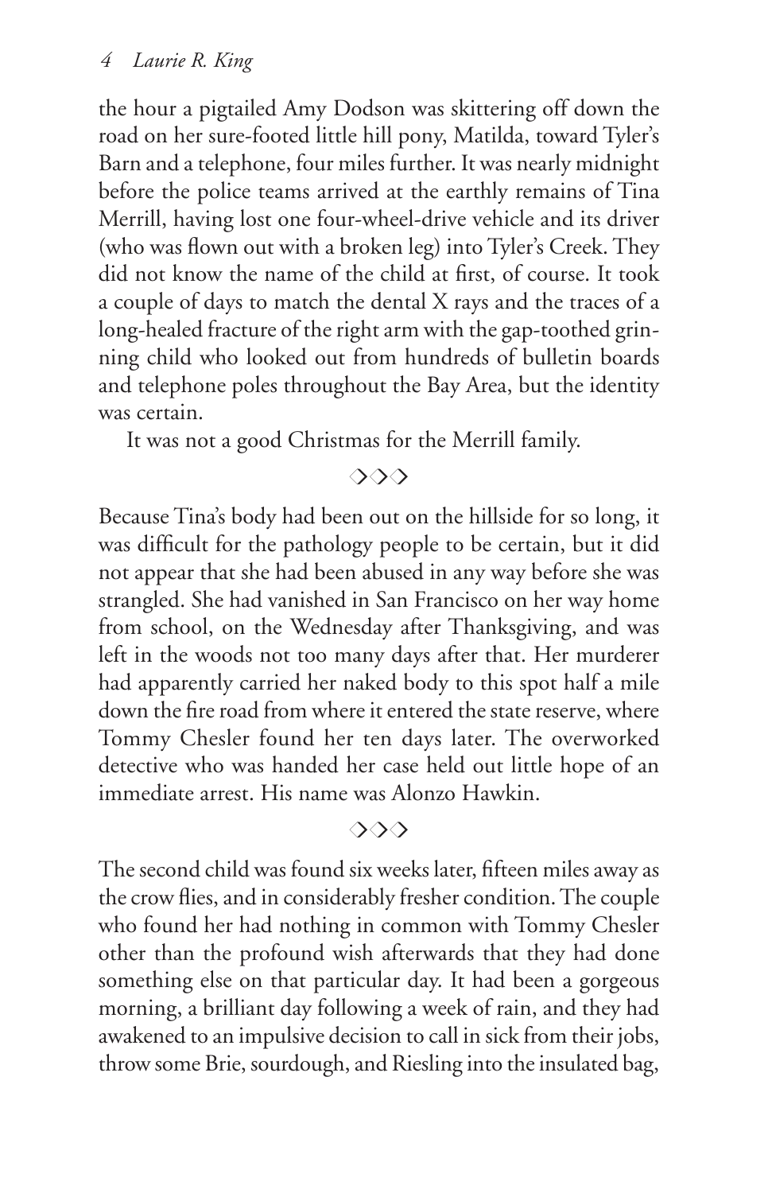the hour a pigtailed Amy Dodson was skittering off down the road on her sure-footed little hill pony, Matilda, toward Tyler's Barn and a telephone, four miles further. It was nearly midnight before the police teams arrived at the earthly remains of Tina Merrill, having lost one four-wheel-drive vehicle and its driver (who was flown out with a broken leg) into Tyler's Creek. They did not know the name of the child at first, of course. It took a couple of days to match the dental X rays and the traces of a long-healed fracture of the right arm with the gap-toothed grinning child who looked out from hundreds of bulletin boards and telephone poles throughout the Bay Area, but the identity was certain.

It was not a good Christmas for the Merrill family.

◇◇◇

Because Tina's body had been out on the hillside for so long, it was difficult for the pathology people to be certain, but it did not appear that she had been abused in any way before she was strangled. She had vanished in San Francisco on her way home from school, on the Wednesday after Thanksgiving, and was left in the woods not too many days after that. Her murderer had apparently carried her naked body to this spot half a mile down the fire road from where it entered the state reserve, where Tommy Chesler found her ten days later. The overworked detective who was handed her case held out little hope of an immediate arrest. His name was Alonzo Hawkin.

◇◇◇

The second child was found six weeks later, fifteen miles away as the crow flies, and in considerably fresher condition. The couple who found her had nothing in common with Tommy Chesler other than the profound wish afterwards that they had done something else on that particular day. It had been a gorgeous morning, a brilliant day following a week of rain, and they had awakened to an impulsive decision to call in sick from their jobs, throw some Brie, sourdough, and Riesling into the insulated bag,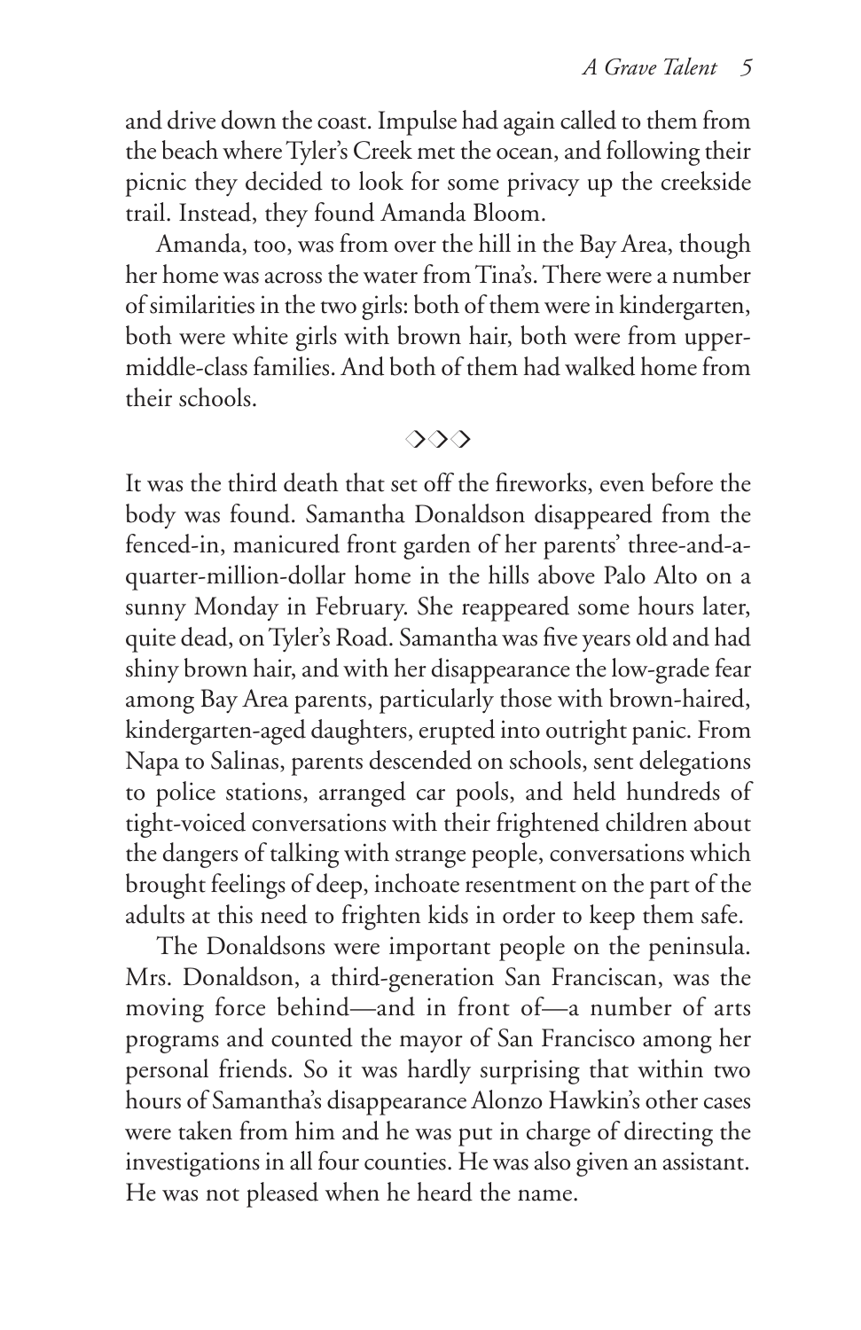and drive down the coast. Impulse had again called to them from the beach where Tyler's Creek met the ocean, and following their picnic they decided to look for some privacy up the creekside trail. Instead, they found Amanda Bloom.

Amanda, too, was from over the hill in the Bay Area, though her home was across the water from Tina's. There were a number of similarities in the two girls: both of them were in kindergarten, both were white girls with brown hair, both were from upper-middle-class families. And both of them had walked home from their schools.

◇◇◇

It was the third death that set off the fireworks, even before the body was found. Samantha Donaldson disappeared from the fenced-in, manicured front garden of her parents' three-and-a-quarter-million-dollar home in the hills above Palo Alto on a sunny Monday in February. She reappeared some hours later, quite dead, on Tyler's Road. Samantha was five years old and had shiny brown hair, and with her disappearance the low-grade fear among Bay Area parents, particularly those with brown-haired, kindergarten-aged daughters, erupted into outright panic. From Napa to Salinas, parents descended on schools, sent delegations to police stations, arranged car pools, and held hundreds of tight-voiced conversations with their frightened children about the dangers of talking with strange people, conversations which brought feelings of deep, inchoate resentment on the part of the adults at this need to frighten kids in order to keep them safe.

The Donaldsons were important people on the peninsula. Mrs. Donaldson, a third-generation San Franciscan, was the moving force behind—and in front of—a number of arts programs and counted the mayor of San Francisco among her personal friends. So it was hardly surprising that within two hours of Samantha's disappearance Alonzo Hawkin's other cases were taken from him and he was put in charge of directing the investigations in all four counties. He was also given an assistant. He was not pleased when he heard the name.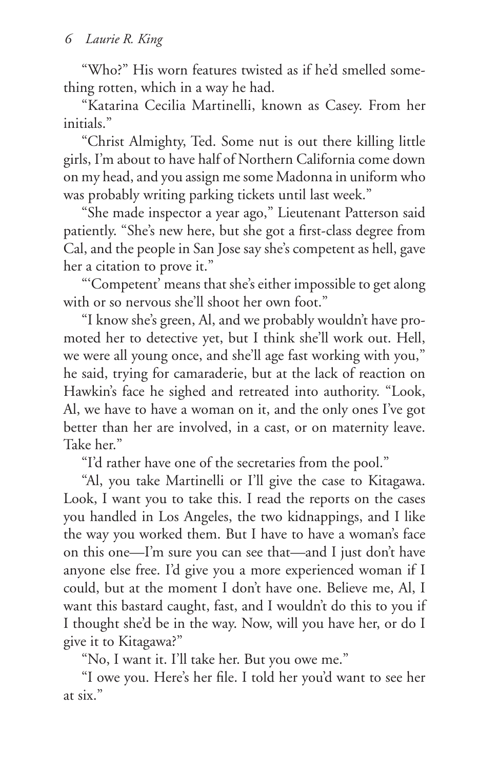"Who?" His worn features twisted as if he'd smelled something rotten, which in a way he had.

"Katarina Cecilia Martinelli, known as Casey. From her initials."

"Christ Almighty, Ted. Some nut is out there killing little girls, I'm about to have half of Northern California come down on my head, and you assign me some Madonna in uniform who was probably writing parking tickets until last week."

"She made inspector a year ago," Lieutenant Patterson said patiently. "She's new here, but she got a first-class degree from Cal, and the people in San Jose say she's competent as hell, gave her a citation to prove it."

"'Competent' means that she's either impossible to get along with or so nervous she'll shoot her own foot."

"I know she's green, Al, and we probably wouldn't have promoted her to detective yet, but I think she'll work out. Hell, we were all young once, and she'll age fast working with you," he said, trying for camaraderie, but at the lack of reaction on Hawkin's face he sighed and retreated into authority. "Look, Al, we have to have a woman on it, and the only ones I've got better than her are involved, in a cast, or on maternity leave. Take her."

"I'd rather have one of the secretaries from the pool."

"Al, you take Martinelli or I'll give the case to Kitagawa. Look, I want you to take this. I read the reports on the cases you handled in Los Angeles, the two kidnappings, and I like the way you worked them. But I have to have a woman's face on this one—I'm sure you can see that—and I just don't have anyone else free. I'd give you a more experienced woman if I could, but at the moment I don't have one. Believe me, Al, I want this bastard caught, fast, and I wouldn't do this to you if I thought she'd be in the way. Now, will you have her, or do I give it to Kitagawa?"

"No, I want it. I'll take her. But you owe me."

"I owe you. Here's her file. I told her you'd want to see her at six."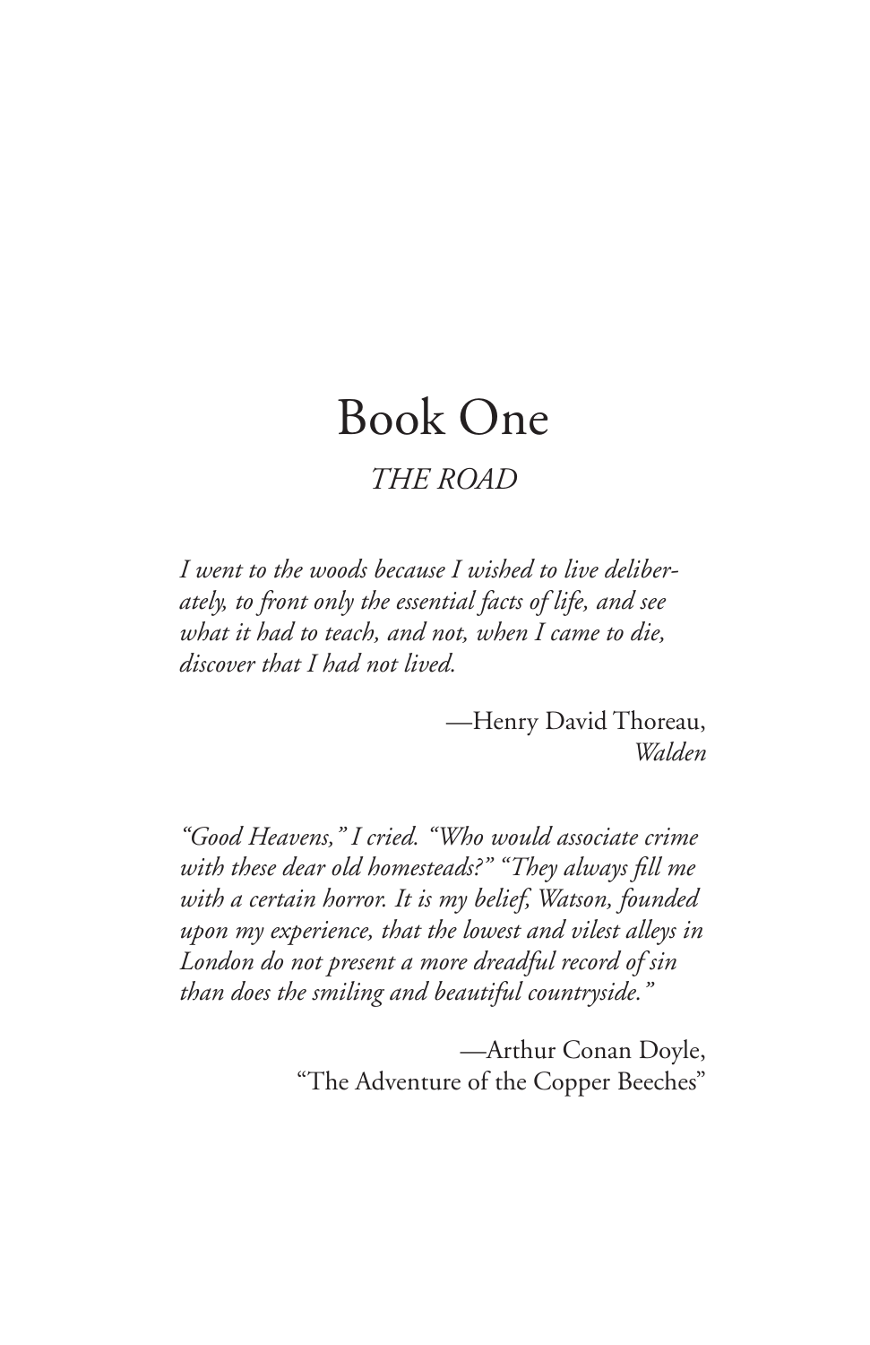# Book One

## *THE ROAD*

*I went to the woods because I wished to live deliberately, to front only the essential facts of life, and see what it had to teach, and not, when I came to die, discover that I had not lived.*

—Henry David Thoreau,
*Walden*

*"Good Heavens," I cried. "Who would associate crime with these dear old homesteads?" "They always fill me with a certain horror. It is my belief, Watson, founded upon my experience, that the lowest and vilest alleys in London do not present a more dreadful record of sin than does the smiling and beautiful countryside."*

—Arthur Conan Doyle,
"The Adventure of the Copper Beeches"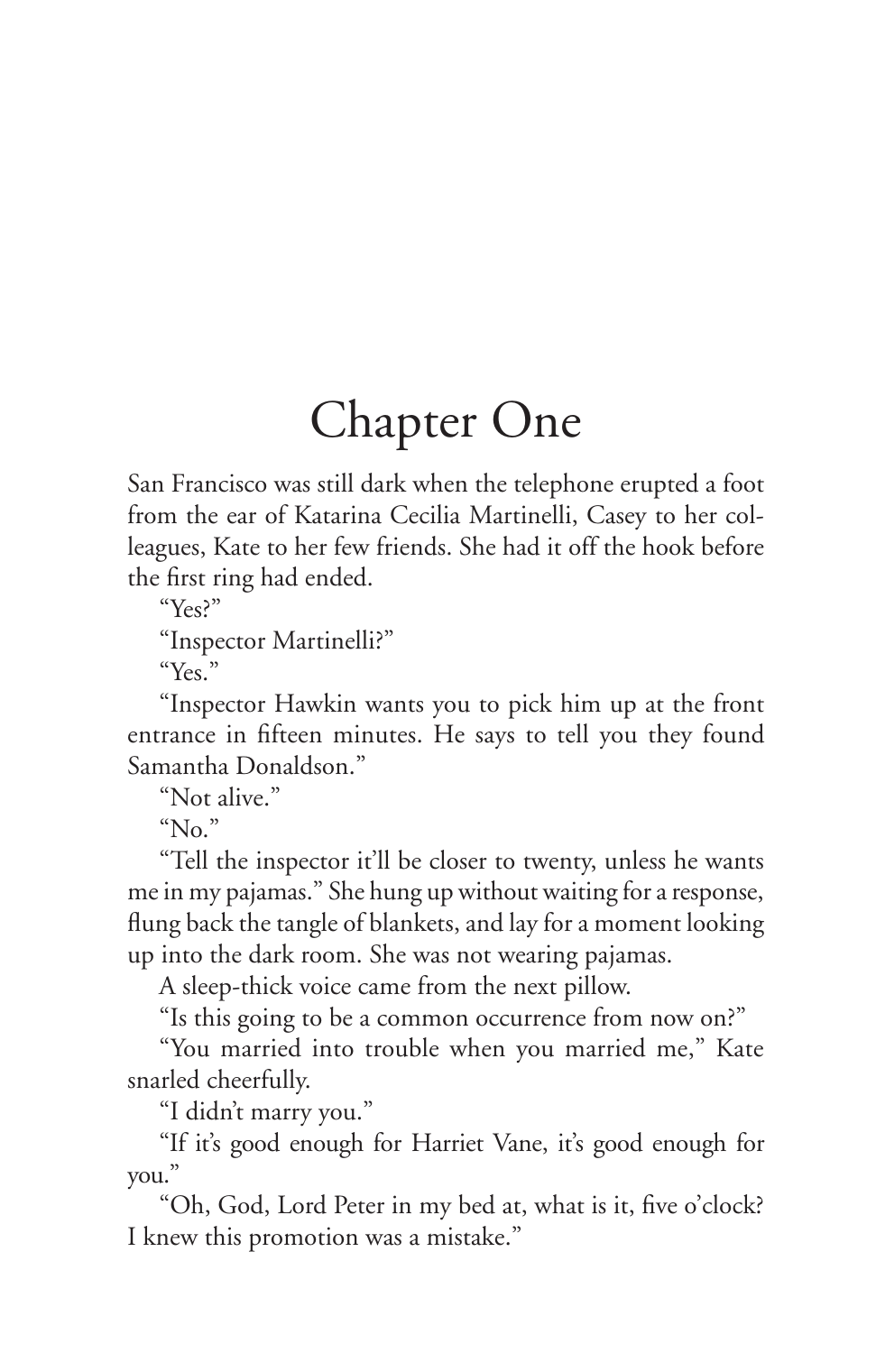# Chapter One

San Francisco was still dark when the telephone erupted a foot from the ear of Katarina Cecilia Martinelli, Casey to her colleagues, Kate to her few friends. She had it off the hook before the first ring had ended.

"Yes?"

"Inspector Martinelli?"

"Yes."

"Inspector Hawkin wants you to pick him up at the front entrance in fifteen minutes. He says to tell you they found Samantha Donaldson."

"Not alive."

"No."

"Tell the inspector it'll be closer to twenty, unless he wants me in my pajamas." She hung up without waiting for a response, flung back the tangle of blankets, and lay for a moment looking up into the dark room. She was not wearing pajamas.

A sleep-thick voice came from the next pillow.

"Is this going to be a common occurrence from now on?"

"You married into trouble when you married me," Kate snarled cheerfully.

"I didn't marry you."

"If it's good enough for Harriet Vane, it's good enough for you."

"Oh, God, Lord Peter in my bed at, what is it, five o'clock? I knew this promotion was a mistake."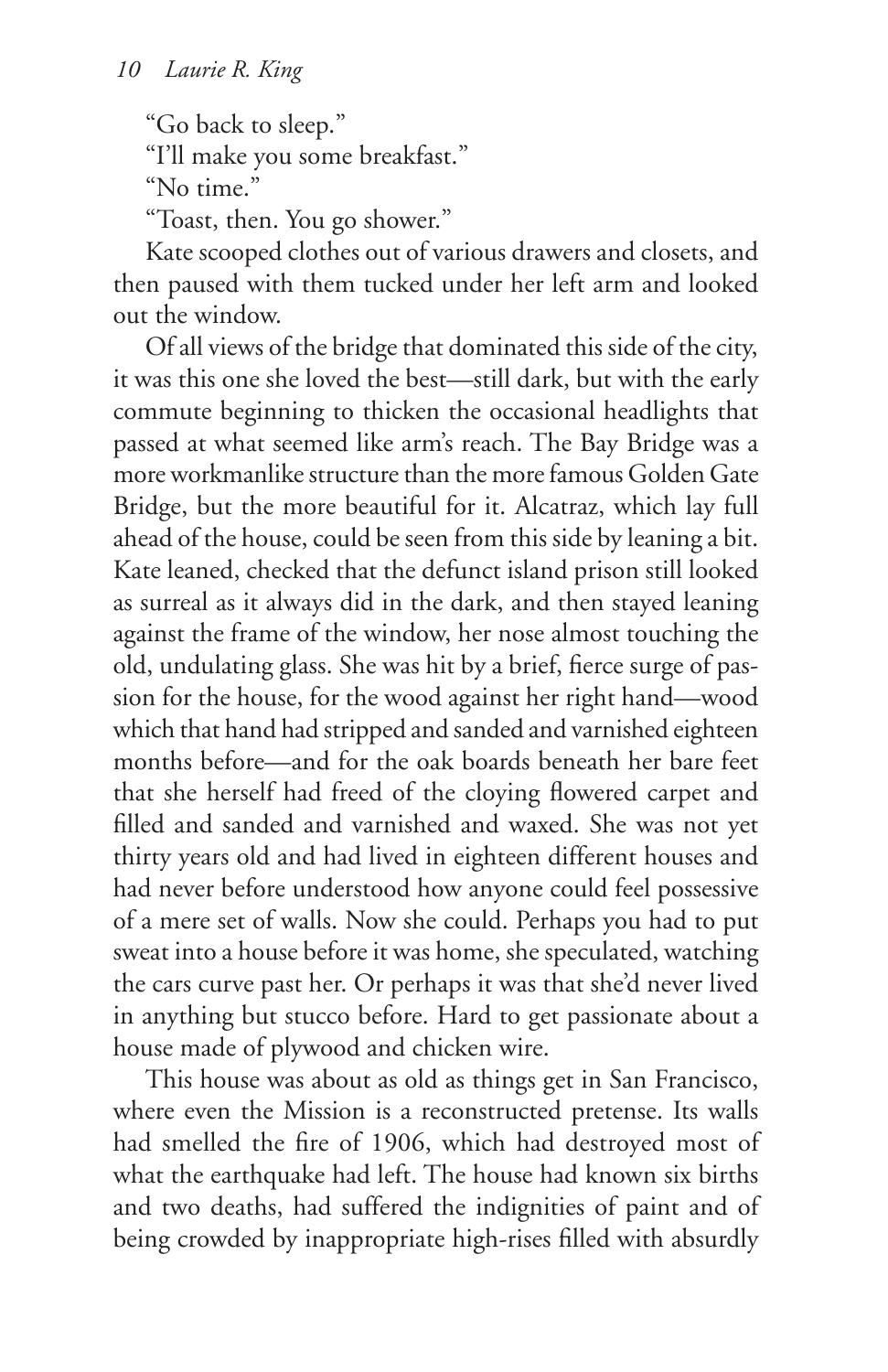"Go back to sleep."

"I'll make you some breakfast."

"No time."

"Toast, then. You go shower."

Kate scooped clothes out of various drawers and closets, and then paused with them tucked under her left arm and looked out the window.

Of all views of the bridge that dominated this side of the city, it was this one she loved the best—still dark, but with the early commute beginning to thicken the occasional headlights that passed at what seemed like arm's reach. The Bay Bridge was a more workmanlike structure than the more famous Golden Gate Bridge, but the more beautiful for it. Alcatraz, which lay full ahead of the house, could be seen from this side by leaning a bit. Kate leaned, checked that the defunct island prison still looked as surreal as it always did in the dark, and then stayed leaning against the frame of the window, her nose almost touching the old, undulating glass. She was hit by a brief, fierce surge of passion for the house, for the wood against her right hand—wood which that hand had stripped and sanded and varnished eighteen months before—and for the oak boards beneath her bare feet that she herself had freed of the cloying flowered carpet and filled and sanded and varnished and waxed. She was not yet thirty years old and had lived in eighteen different houses and had never before understood how anyone could feel possessive of a mere set of walls. Now she could. Perhaps you had to put sweat into a house before it was home, she speculated, watching the cars curve past her. Or perhaps it was that she'd never lived in anything but stucco before. Hard to get passionate about a house made of plywood and chicken wire.

This house was about as old as things get in San Francisco, where even the Mission is a reconstructed pretense. Its walls had smelled the fire of 1906, which had destroyed most of what the earthquake had left. The house had known six births and two deaths, had suffered the indignities of paint and of being crowded by inappropriate high-rises filled with absurdly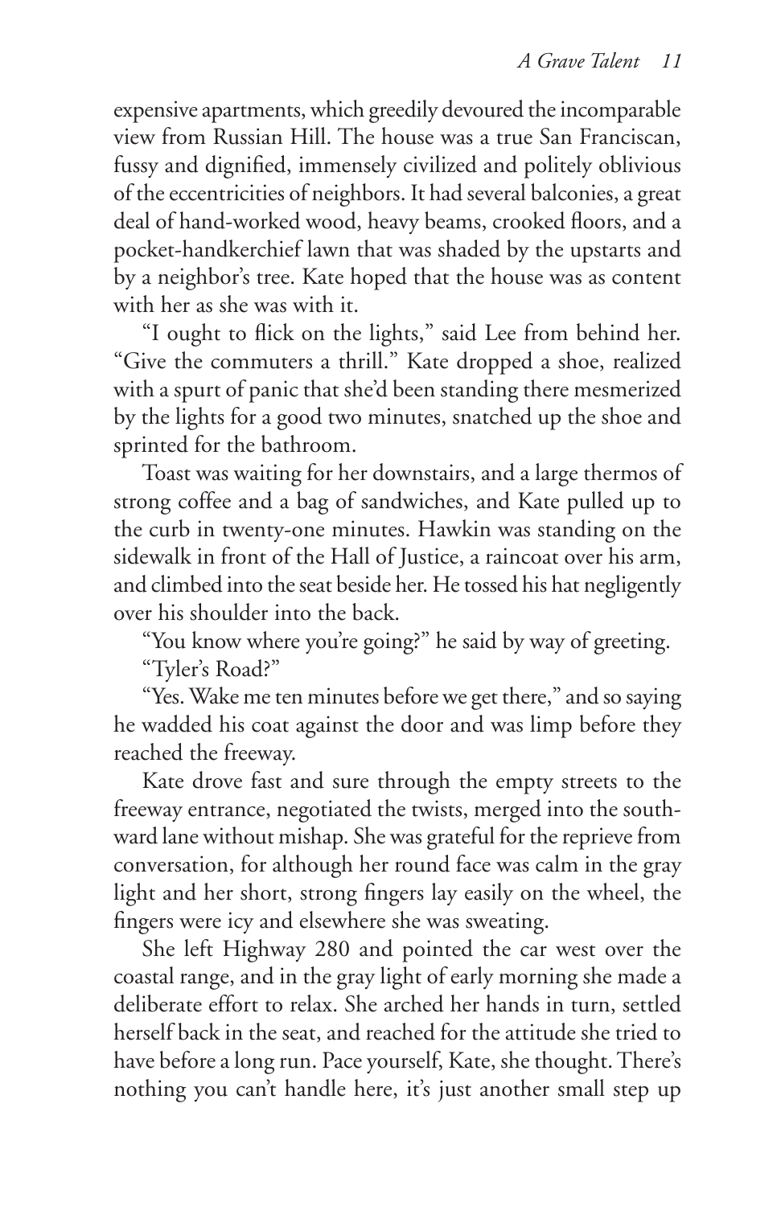expensive apartments, which greedily devoured the incomparable view from Russian Hill. The house was a true San Franciscan, fussy and dignified, immensely civilized and politely oblivious of the eccentricities of neighbors. It had several balconies, a great deal of hand-worked wood, heavy beams, crooked floors, and a pocket-handkerchief lawn that was shaded by the upstarts and by a neighbor's tree. Kate hoped that the house was as content with her as she was with it.

"I ought to flick on the lights," said Lee from behind her. "Give the commuters a thrill." Kate dropped a shoe, realized with a spurt of panic that she'd been standing there mesmerized by the lights for a good two minutes, snatched up the shoe and sprinted for the bathroom.

Toast was waiting for her downstairs, and a large thermos of strong coffee and a bag of sandwiches, and Kate pulled up to the curb in twenty-one minutes. Hawkin was standing on the sidewalk in front of the Hall of Justice, a raincoat over his arm, and climbed into the seat beside her. He tossed his hat negligently over his shoulder into the back.

"You know where you're going?" he said by way of greeting.

"Tyler's Road?"

"Yes. Wake me ten minutes before we get there," and so saying he wadded his coat against the door and was limp before they reached the freeway.

Kate drove fast and sure through the empty streets to the freeway entrance, negotiated the twists, merged into the southward lane without mishap. She was grateful for the reprieve from conversation, for although her round face was calm in the gray light and her short, strong fingers lay easily on the wheel, the fingers were icy and elsewhere she was sweating.

She left Highway 280 and pointed the car west over the coastal range, and in the gray light of early morning she made a deliberate effort to relax. She arched her hands in turn, settled herself back in the seat, and reached for the attitude she tried to have before a long run. Pace yourself, Kate, she thought. There's nothing you can't handle here, it's just another small step up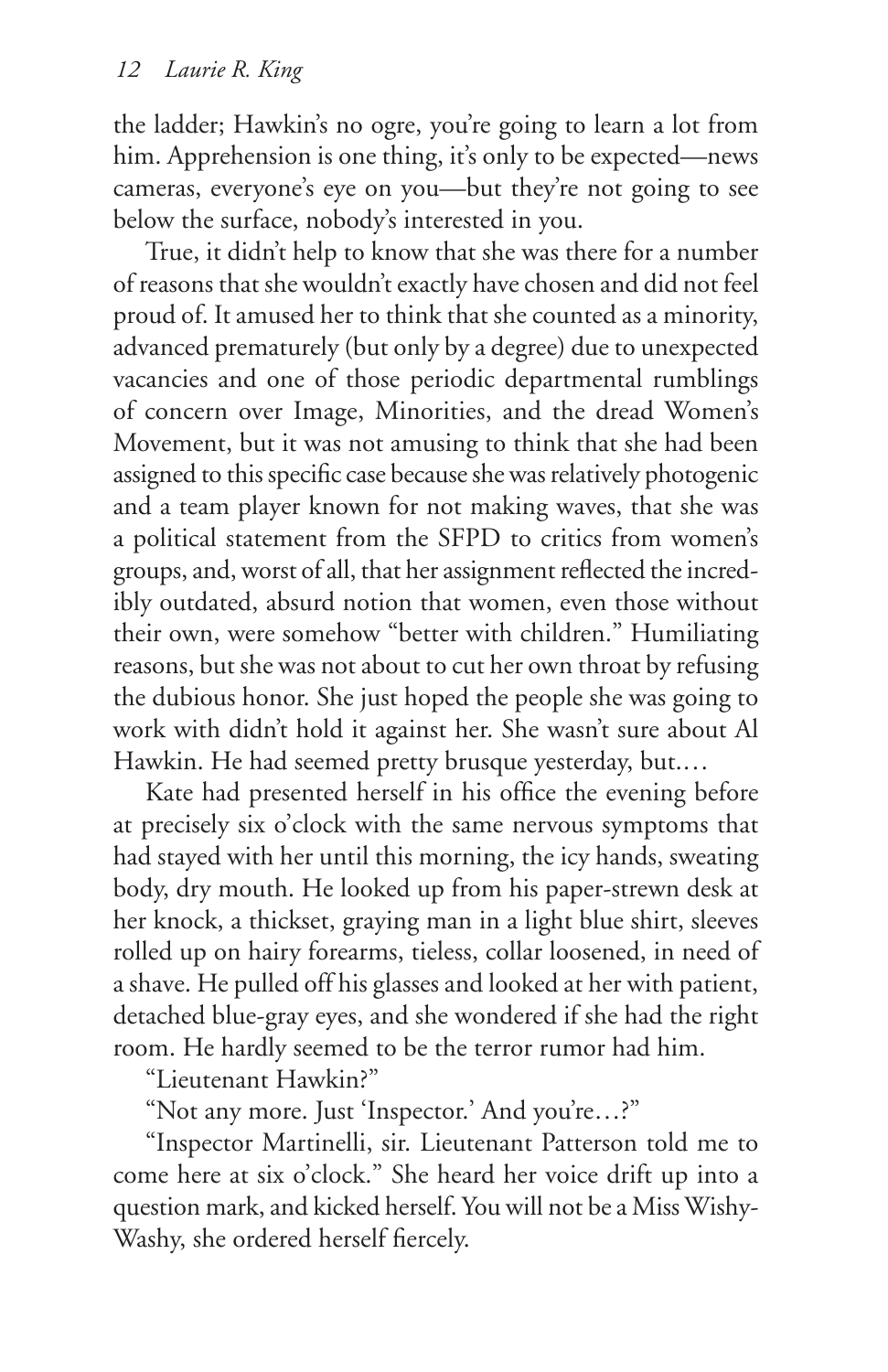the ladder; Hawkin's no ogre, you're going to learn a lot from him. Apprehension is one thing, it's only to be expected—news cameras, everyone's eye on you—but they're not going to see below the surface, nobody's interested in you.

True, it didn't help to know that she was there for a number of reasons that she wouldn't exactly have chosen and did not feel proud of. It amused her to think that she counted as a minority, advanced prematurely (but only by a degree) due to unexpected vacancies and one of those periodic departmental rumblings of concern over Image, Minorities, and the dread Women's Movement, but it was not amusing to think that she had been assigned to this specific case because she was relatively photogenic and a team player known for not making waves, that she was a political statement from the SFPD to critics from women's groups, and, worst of all, that her assignment reflected the incredibly outdated, absurd notion that women, even those without their own, were somehow "better with children." Humiliating reasons, but she was not about to cut her own throat by refusing the dubious honor. She just hoped the people she was going to work with didn't hold it against her. She wasn't sure about Al Hawkin. He had seemed pretty brusque yesterday, but.…

Kate had presented herself in his office the evening before at precisely six o'clock with the same nervous symptoms that had stayed with her until this morning, the icy hands, sweating body, dry mouth. He looked up from his paper-strewn desk at her knock, a thickset, graying man in a light blue shirt, sleeves rolled up on hairy forearms, tieless, collar loosened, in need of a shave. He pulled off his glasses and looked at her with patient, detached blue-gray eyes, and she wondered if she had the right room. He hardly seemed to be the terror rumor had him.

"Lieutenant Hawkin?"

"Not any more. Just 'Inspector.' And you're…?"

"Inspector Martinelli, sir. Lieutenant Patterson told me to come here at six o'clock." She heard her voice drift up into a question mark, and kicked herself. You will not be a Miss Wishy-Washy, she ordered herself fiercely.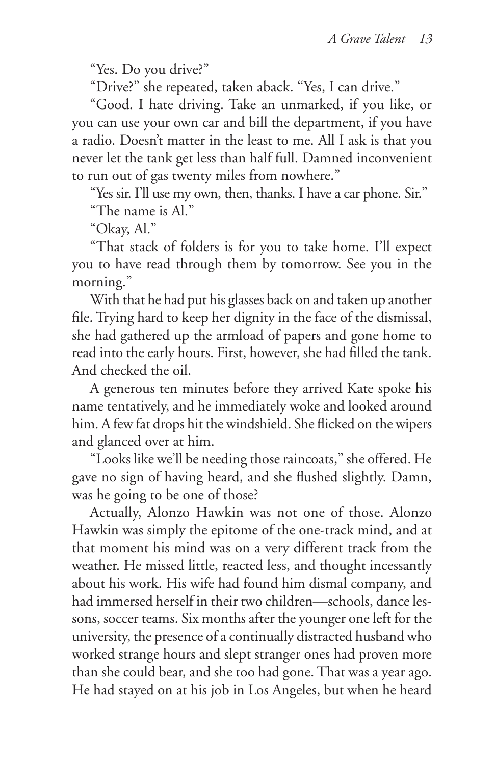"Yes. Do you drive?"

"Drive?" she repeated, taken aback. "Yes, I can drive."

"Good. I hate driving. Take an unmarked, if you like, or you can use your own car and bill the department, if you have a radio. Doesn't matter in the least to me. All I ask is that you never let the tank get less than half full. Damned inconvenient to run out of gas twenty miles from nowhere."

"Yes sir. I'll use my own, then, thanks. I have a car phone. Sir."

"The name is Al."

"Okay, Al."

"That stack of folders is for you to take home. I'll expect you to have read through them by tomorrow. See you in the morning."

With that he had put his glasses back on and taken up another file. Trying hard to keep her dignity in the face of the dismissal, she had gathered up the armload of papers and gone home to read into the early hours. First, however, she had filled the tank. And checked the oil.

A generous ten minutes before they arrived Kate spoke his name tentatively, and he immediately woke and looked around him. A few fat drops hit the windshield. She flicked on the wipers and glanced over at him.

"Looks like we'll be needing those raincoats," she offered. He gave no sign of having heard, and she flushed slightly. Damn, was he going to be one of those?

Actually, Alonzo Hawkin was not one of those. Alonzo Hawkin was simply the epitome of the one-track mind, and at that moment his mind was on a very different track from the weather. He missed little, reacted less, and thought incessantly about his work. His wife had found him dismal company, and had immersed herself in their two children—schools, dance lessons, soccer teams. Six months after the younger one left for the university, the presence of a continually distracted husband who worked strange hours and slept stranger ones had proven more than she could bear, and she too had gone. That was a year ago. He had stayed on at his job in Los Angeles, but when he heard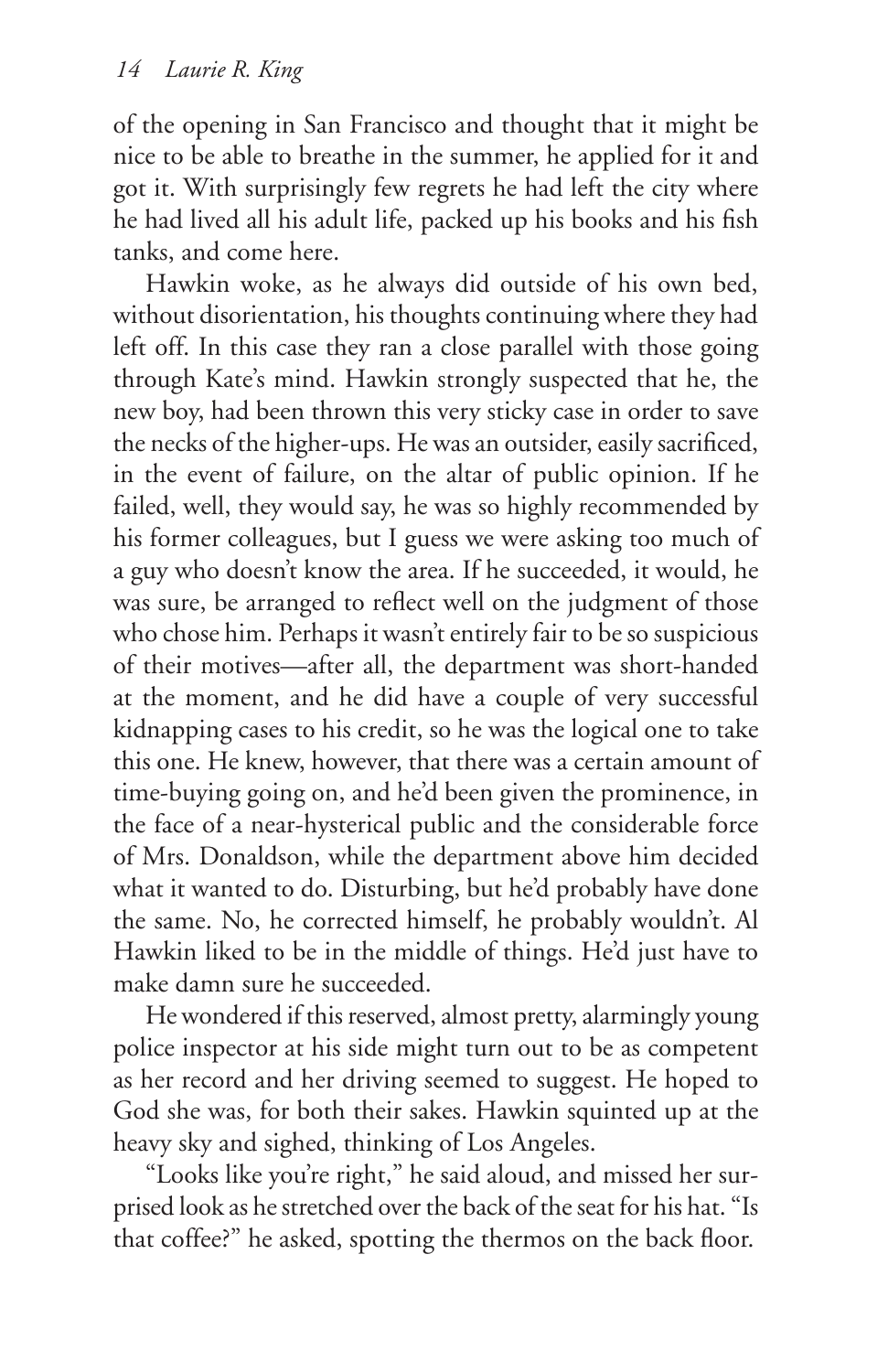of the opening in San Francisco and thought that it might be nice to be able to breathe in the summer, he applied for it and got it. With surprisingly few regrets he had left the city where he had lived all his adult life, packed up his books and his fish tanks, and come here.

Hawkin woke, as he always did outside of his own bed, without disorientation, his thoughts continuing where they had left off. In this case they ran a close parallel with those going through Kate's mind. Hawkin strongly suspected that he, the new boy, had been thrown this very sticky case in order to save the necks of the higher-ups. He was an outsider, easily sacrificed, in the event of failure, on the altar of public opinion. If he failed, well, they would say, he was so highly recommended by his former colleagues, but I guess we were asking too much of a guy who doesn't know the area. If he succeeded, it would, he was sure, be arranged to reflect well on the judgment of those who chose him. Perhaps it wasn't entirely fair to be so suspicious of their motives—after all, the department was short-handed at the moment, and he did have a couple of very successful kidnapping cases to his credit, so he was the logical one to take this one. He knew, however, that there was a certain amount of time-buying going on, and he'd been given the prominence, in the face of a near-hysterical public and the considerable force of Mrs. Donaldson, while the department above him decided what it wanted to do. Disturbing, but he'd probably have done the same. No, he corrected himself, he probably wouldn't. Al Hawkin liked to be in the middle of things. He'd just have to make damn sure he succeeded.

He wondered if this reserved, almost pretty, alarmingly young police inspector at his side might turn out to be as competent as her record and her driving seemed to suggest. He hoped to God she was, for both their sakes. Hawkin squinted up at the heavy sky and sighed, thinking of Los Angeles.

"Looks like you're right," he said aloud, and missed her surprised look as he stretched over the back of the seat for his hat. "Is that coffee?" he asked, spotting the thermos on the back floor.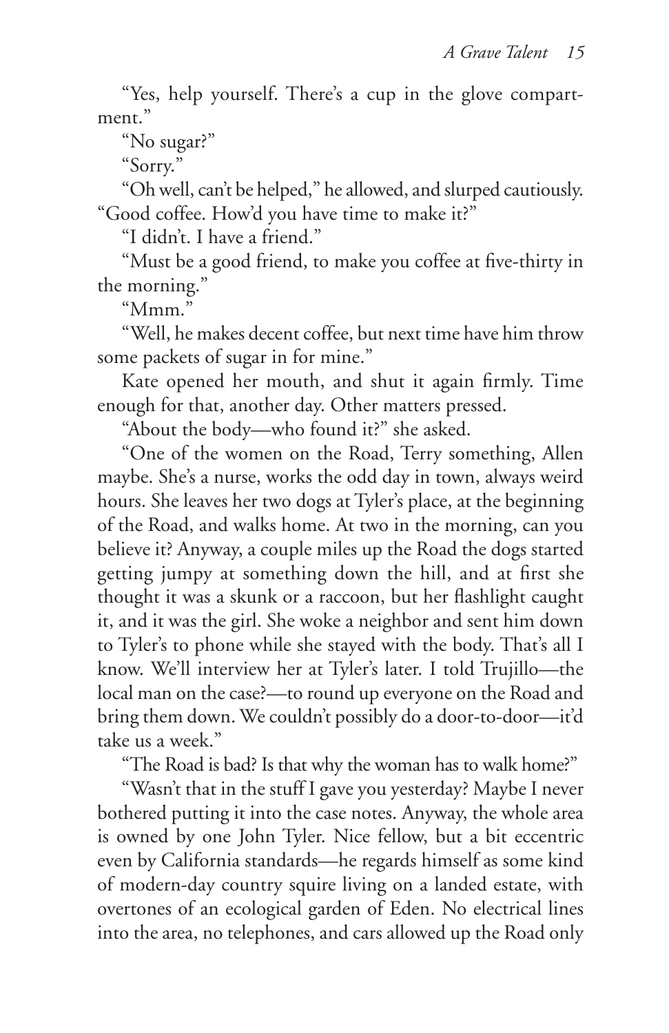"Yes, help yourself. There's a cup in the glove compartment."

"No sugar?"

"Sorry."

"Oh well, can't be helped," he allowed, and slurped cautiously. "Good coffee. How'd you have time to make it?"

"I didn't. I have a friend."

"Must be a good friend, to make you coffee at five-thirty in the morning."

"Mmm."

"Well, he makes decent coffee, but next time have him throw some packets of sugar in for mine."

Kate opened her mouth, and shut it again firmly. Time enough for that, another day. Other matters pressed.

"About the body—who found it?" she asked.

"One of the women on the Road, Terry something, Allen maybe. She's a nurse, works the odd day in town, always weird hours. She leaves her two dogs at Tyler's place, at the beginning of the Road, and walks home. At two in the morning, can you believe it? Anyway, a couple miles up the Road the dogs started getting jumpy at something down the hill, and at first she thought it was a skunk or a raccoon, but her flashlight caught it, and it was the girl. She woke a neighbor and sent him down to Tyler's to phone while she stayed with the body. That's all I know. We'll interview her at Tyler's later. I told Trujillo—the local man on the case?—to round up everyone on the Road and bring them down. We couldn't possibly do a door-to-door—it'd take us a week."

"The Road is bad? Is that why the woman has to walk home?"

"Wasn't that in the stuff I gave you yesterday? Maybe I never bothered putting it into the case notes. Anyway, the whole area is owned by one John Tyler. Nice fellow, but a bit eccentric even by California standards—he regards himself as some kind of modern-day country squire living on a landed estate, with overtones of an ecological garden of Eden. No electrical lines into the area, no telephones, and cars allowed up the Road only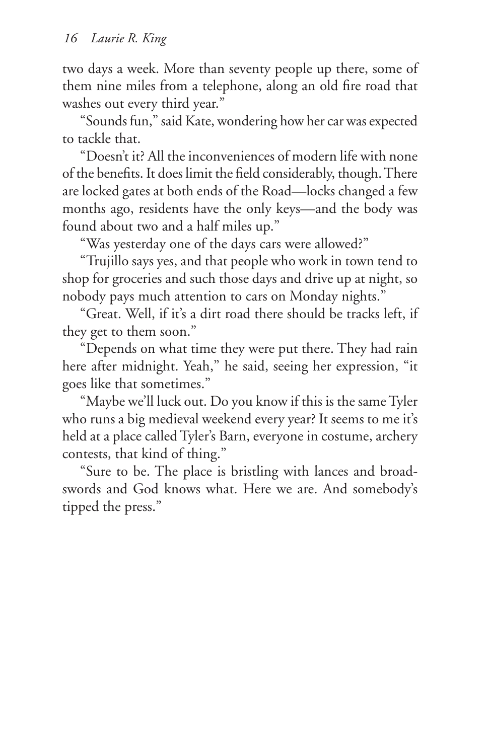two days a week. More than seventy people up there, some of them nine miles from a telephone, along an old fire road that washes out every third year."

"Sounds fun," said Kate, wondering how her car was expected to tackle that.

"Doesn't it? All the inconveniences of modern life with none of the benefits. It does limit the field considerably, though. There are locked gates at both ends of the Road—locks changed a few months ago, residents have the only keys—and the body was found about two and a half miles up."

"Was yesterday one of the days cars were allowed?"

"Trujillo says yes, and that people who work in town tend to shop for groceries and such those days and drive up at night, so nobody pays much attention to cars on Monday nights."

"Great. Well, if it's a dirt road there should be tracks left, if they get to them soon."

"Depends on what time they were put there. They had rain here after midnight. Yeah," he said, seeing her expression, "it goes like that sometimes."

"Maybe we'll luck out. Do you know if this is the same Tyler who runs a big medieval weekend every year? It seems to me it's held at a place called Tyler's Barn, everyone in costume, archery contests, that kind of thing."

"Sure to be. The place is bristling with lances and broadswords and God knows what. Here we are. And somebody's tipped the press."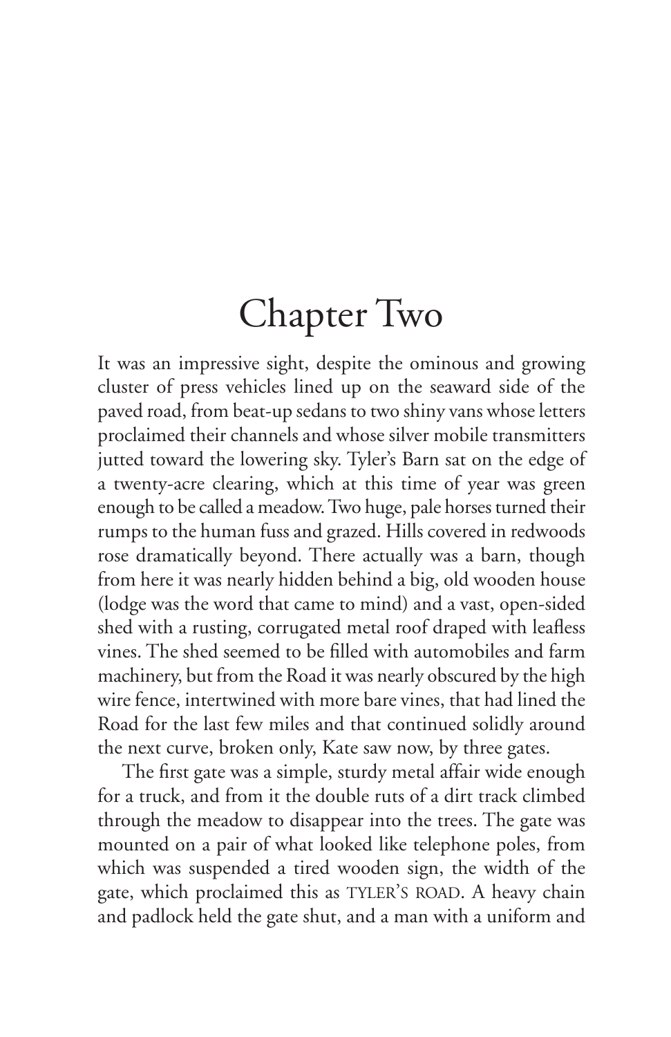# Chapter Two

It was an impressive sight, despite the ominous and growing cluster of press vehicles lined up on the seaward side of the paved road, from beat-up sedans to two shiny vans whose letters proclaimed their channels and whose silver mobile transmitters jutted toward the lowering sky. Tyler's Barn sat on the edge of a twenty-acre clearing, which at this time of year was green enough to be called a meadow. Two huge, pale horses turned their rumps to the human fuss and grazed. Hills covered in redwoods rose dramatically beyond. There actually was a barn, though from here it was nearly hidden behind a big, old wooden house (lodge was the word that came to mind) and a vast, open-sided shed with a rusting, corrugated metal roof draped with leafless vines. The shed seemed to be filled with automobiles and farm machinery, but from the Road it was nearly obscured by the high wire fence, intertwined with more bare vines, that had lined the Road for the last few miles and that continued solidly around the next curve, broken only, Kate saw now, by three gates.

The first gate was a simple, sturdy metal affair wide enough for a truck, and from it the double ruts of a dirt track climbed through the meadow to disappear into the trees. The gate was mounted on a pair of what looked like telephone poles, from which was suspended a tired wooden sign, the width of the gate, which proclaimed this as TYLER'S ROAD. A heavy chain and padlock held the gate shut, and a man with a uniform and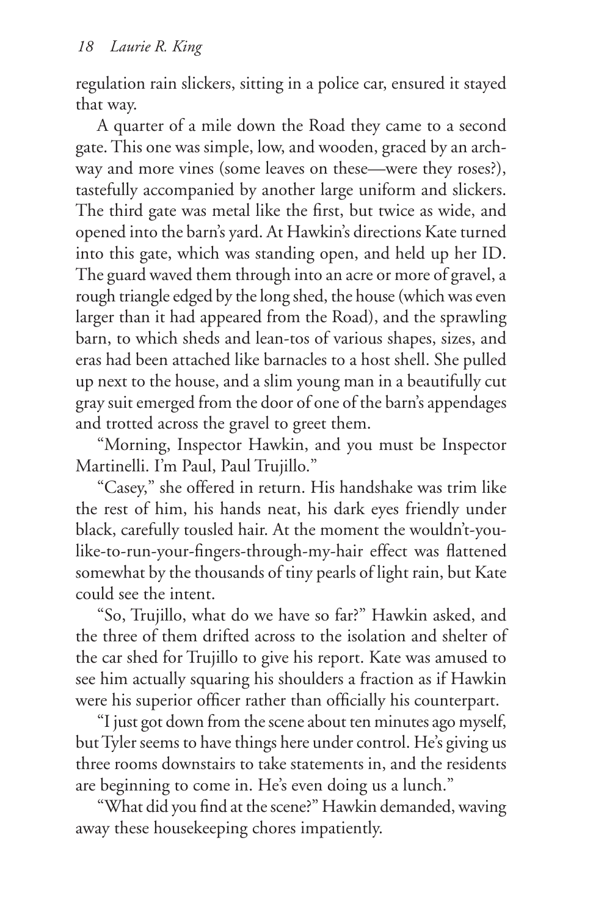regulation rain slickers, sitting in a police car, ensured it stayed that way.

A quarter of a mile down the Road they came to a second gate. This one was simple, low, and wooden, graced by an archway and more vines (some leaves on these—were they roses?), tastefully accompanied by another large uniform and slickers. The third gate was metal like the first, but twice as wide, and opened into the barn's yard. At Hawkin's directions Kate turned into this gate, which was standing open, and held up her ID. The guard waved them through into an acre or more of gravel, a rough triangle edged by the long shed, the house (which was even larger than it had appeared from the Road), and the sprawling barn, to which sheds and lean-tos of various shapes, sizes, and eras had been attached like barnacles to a host shell. She pulled up next to the house, and a slim young man in a beautifully cut gray suit emerged from the door of one of the barn's appendages and trotted across the gravel to greet them.

"Morning, Inspector Hawkin, and you must be Inspector Martinelli. I'm Paul, Paul Trujillo."

"Casey," she offered in return. His handshake was trim like the rest of him, his hands neat, his dark eyes friendly under black, carefully tousled hair. At the moment the wouldn't-you-like-to-run-your-fingers-through-my-hair effect was flattened somewhat by the thousands of tiny pearls of light rain, but Kate could see the intent.

"So, Trujillo, what do we have so far?" Hawkin asked, and the three of them drifted across to the isolation and shelter of the car shed for Trujillo to give his report. Kate was amused to see him actually squaring his shoulders a fraction as if Hawkin were his superior officer rather than officially his counterpart.

"I just got down from the scene about ten minutes ago myself, but Tyler seems to have things here under control. He's giving us three rooms downstairs to take statements in, and the residents are beginning to come in. He's even doing us a lunch."

"What did you find at the scene?" Hawkin demanded, waving away these housekeeping chores impatiently.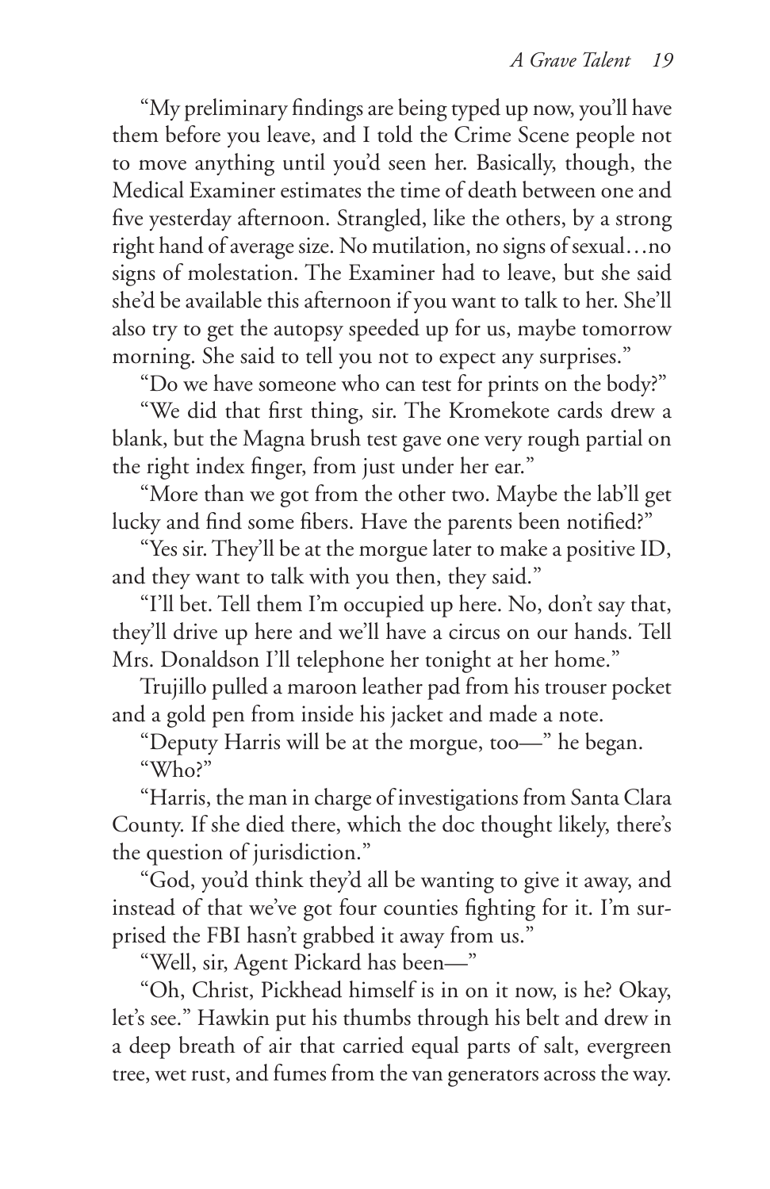"My preliminary findings are being typed up now, you'll have them before you leave, and I told the Crime Scene people not to move anything until you'd seen her. Basically, though, the Medical Examiner estimates the time of death between one and five yesterday afternoon. Strangled, like the others, by a strong right hand of average size. No mutilation, no signs of sexual…no signs of molestation. The Examiner had to leave, but she said she'd be available this afternoon if you want to talk to her. She'll also try to get the autopsy speeded up for us, maybe tomorrow morning. She said to tell you not to expect any surprises."

"Do we have someone who can test for prints on the body?"

"We did that first thing, sir. The Kromekote cards drew a blank, but the Magna brush test gave one very rough partial on the right index finger, from just under her ear."

"More than we got from the other two. Maybe the lab'll get lucky and find some fibers. Have the parents been notified?"

"Yes sir. They'll be at the morgue later to make a positive ID, and they want to talk with you then, they said."

"I'll bet. Tell them I'm occupied up here. No, don't say that, they'll drive up here and we'll have a circus on our hands. Tell Mrs. Donaldson I'll telephone her tonight at her home."

Trujillo pulled a maroon leather pad from his trouser pocket and a gold pen from inside his jacket and made a note.

"Deputy Harris will be at the morgue, too—" he began.

"Who?"

"Harris, the man in charge of investigations from Santa Clara County. If she died there, which the doc thought likely, there's the question of jurisdiction."

"God, you'd think they'd all be wanting to give it away, and instead of that we've got four counties fighting for it. I'm surprised the FBI hasn't grabbed it away from us."

"Well, sir, Agent Pickard has been—"

"Oh, Christ, Pickhead himself is in on it now, is he? Okay, let's see." Hawkin put his thumbs through his belt and drew in a deep breath of air that carried equal parts of salt, evergreen tree, wet rust, and fumes from the van generators across the way.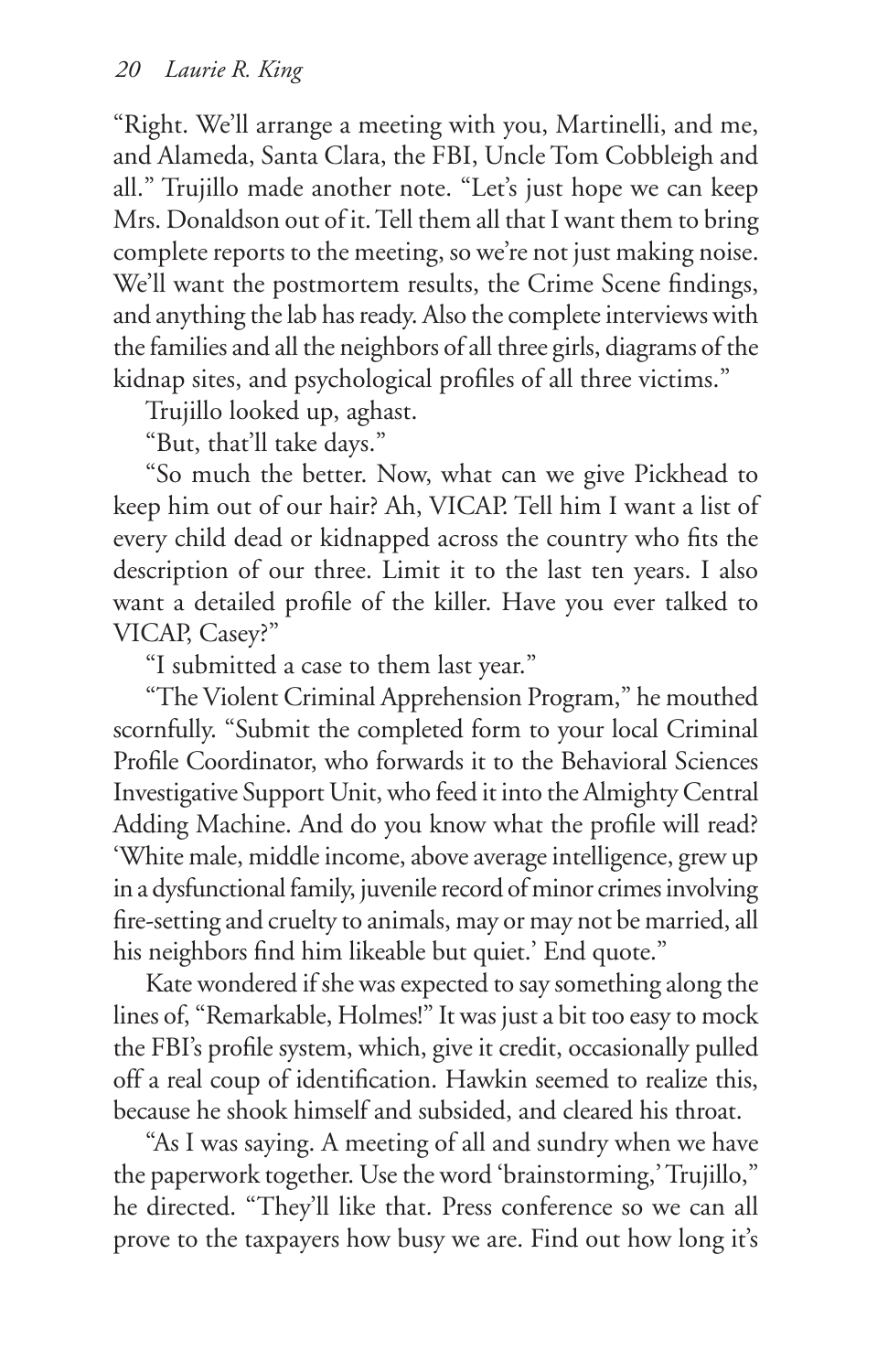"Right. We'll arrange a meeting with you, Martinelli, and me, and Alameda, Santa Clara, the FBI, Uncle Tom Cobbleigh and all." Trujillo made another note. "Let's just hope we can keep Mrs. Donaldson out of it. Tell them all that I want them to bring complete reports to the meeting, so we're not just making noise. We'll want the postmortem results, the Crime Scene findings, and anything the lab has ready. Also the complete interviews with the families and all the neighbors of all three girls, diagrams of the kidnap sites, and psychological profiles of all three victims."

Trujillo looked up, aghast.

"But, that'll take days."

"So much the better. Now, what can we give Pickhead to keep him out of our hair? Ah, VICAP. Tell him I want a list of every child dead or kidnapped across the country who fits the description of our three. Limit it to the last ten years. I also want a detailed profile of the killer. Have you ever talked to VICAP, Casey?"

"I submitted a case to them last year."

"The Violent Criminal Apprehension Program," he mouthed scornfully. "Submit the completed form to your local Criminal Profile Coordinator, who forwards it to the Behavioral Sciences Investigative Support Unit, who feed it into the Almighty Central Adding Machine. And do you know what the profile will read? 'White male, middle income, above average intelligence, grew up in a dysfunctional family, juvenile record of minor crimes involving fire-setting and cruelty to animals, may or may not be married, all his neighbors find him likeable but quiet.' End quote."

Kate wondered if she was expected to say something along the lines of, "Remarkable, Holmes!" It was just a bit too easy to mock the FBI's profile system, which, give it credit, occasionally pulled off a real coup of identification. Hawkin seemed to realize this, because he shook himself and subsided, and cleared his throat.

"As I was saying. A meeting of all and sundry when we have the paperwork together. Use the word 'brainstorming,' Trujillo," he directed. "They'll like that. Press conference so we can all prove to the taxpayers how busy we are. Find out how long it's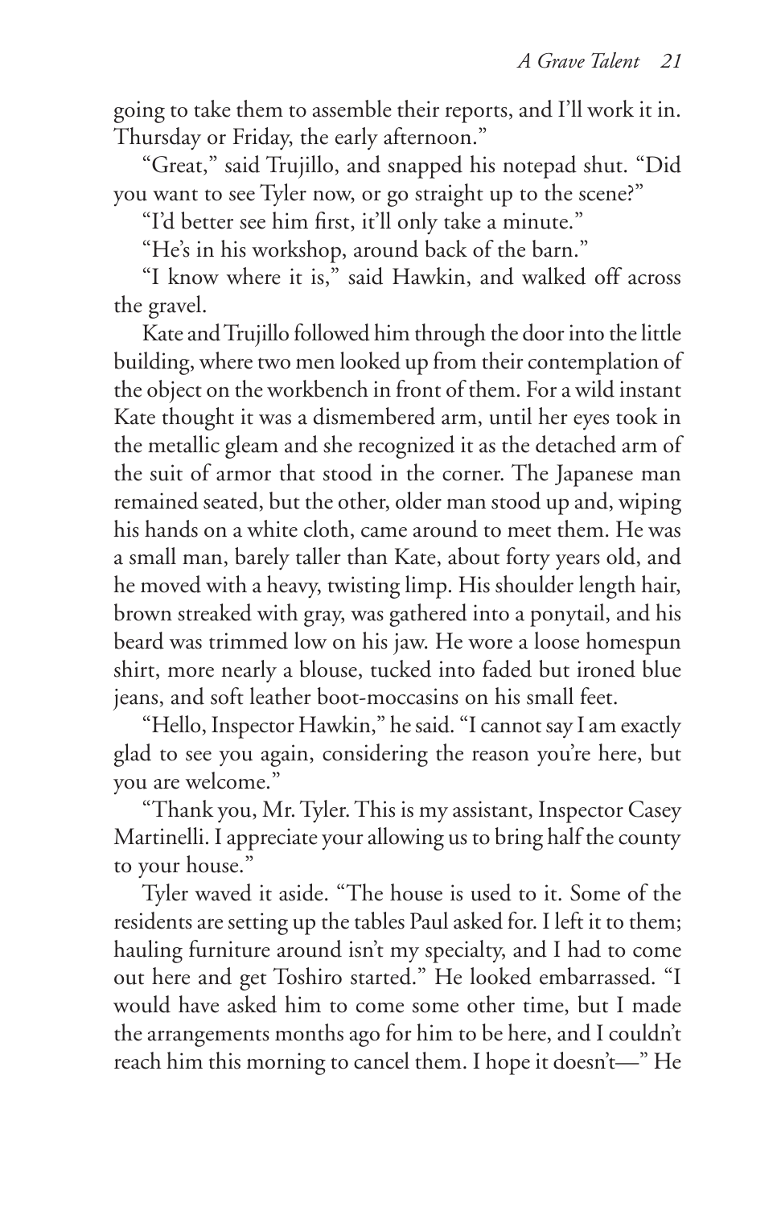going to take them to assemble their reports, and I'll work it in. Thursday or Friday, the early afternoon."

"Great," said Trujillo, and snapped his notepad shut. "Did you want to see Tyler now, or go straight up to the scene?"

"I'd better see him first, it'll only take a minute."

"He's in his workshop, around back of the barn."

"I know where it is," said Hawkin, and walked off across the gravel.

Kate and Trujillo followed him through the door into the little building, where two men looked up from their contemplation of the object on the workbench in front of them. For a wild instant Kate thought it was a dismembered arm, until her eyes took in the metallic gleam and she recognized it as the detached arm of the suit of armor that stood in the corner. The Japanese man remained seated, but the other, older man stood up and, wiping his hands on a white cloth, came around to meet them. He was a small man, barely taller than Kate, about forty years old, and he moved with a heavy, twisting limp. His shoulder length hair, brown streaked with gray, was gathered into a ponytail, and his beard was trimmed low on his jaw. He wore a loose homespun shirt, more nearly a blouse, tucked into faded but ironed blue jeans, and soft leather boot-moccasins on his small feet.

"Hello, Inspector Hawkin," he said. "I cannot say I am exactly glad to see you again, considering the reason you're here, but you are welcome."

"Thank you, Mr. Tyler. This is my assistant, Inspector Casey Martinelli. I appreciate your allowing us to bring half the county to your house."

Tyler waved it aside. "The house is used to it. Some of the residents are setting up the tables Paul asked for. I left it to them; hauling furniture around isn't my specialty, and I had to come out here and get Toshiro started." He looked embarrassed. "I would have asked him to come some other time, but I made the arrangements months ago for him to be here, and I couldn't reach him this morning to cancel them. I hope it doesn't—" He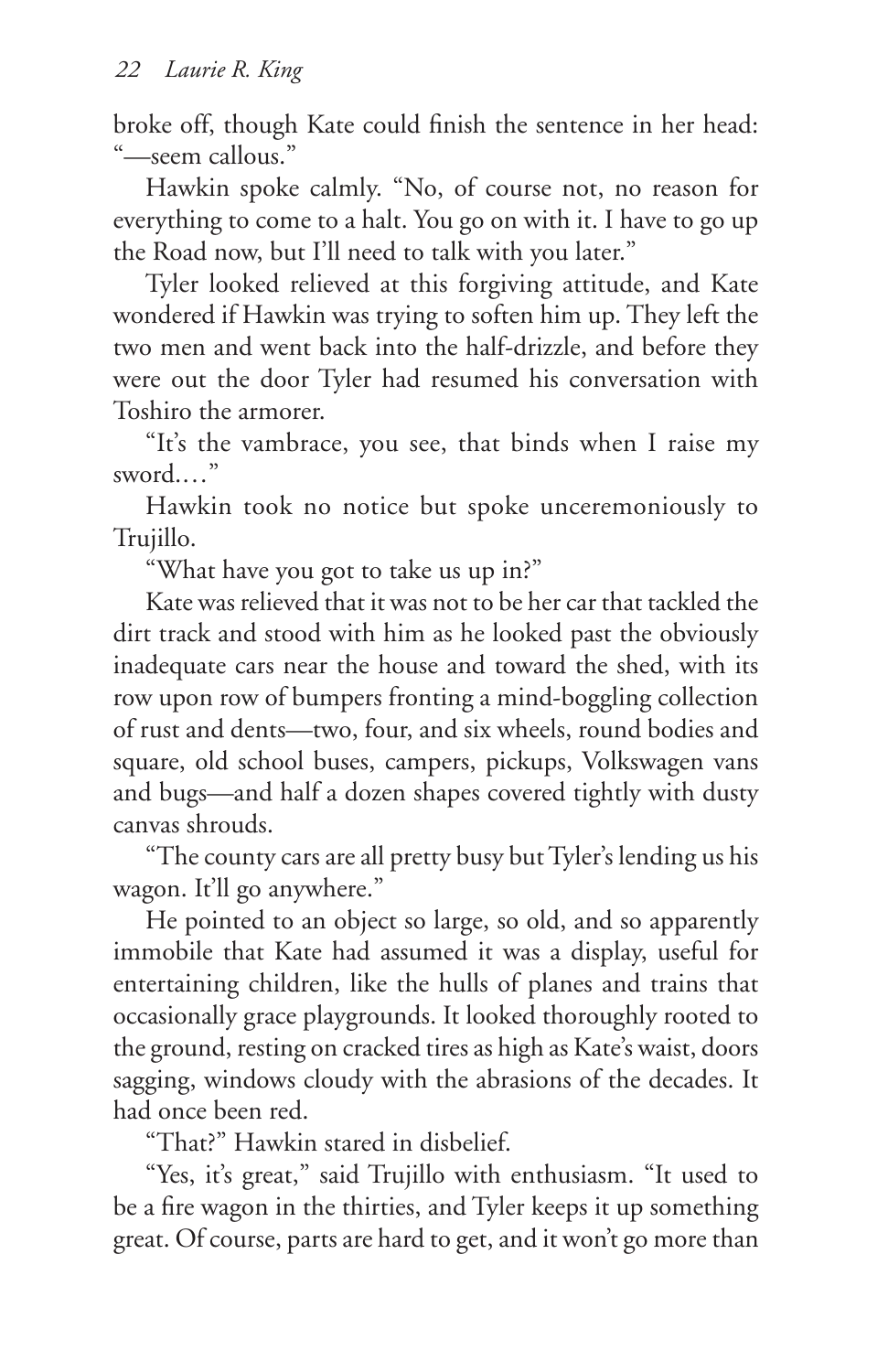broke off, though Kate could finish the sentence in her head: "—seem callous."

Hawkin spoke calmly. "No, of course not, no reason for everything to come to a halt. You go on with it. I have to go up the Road now, but I'll need to talk with you later."

Tyler looked relieved at this forgiving attitude, and Kate wondered if Hawkin was trying to soften him up. They left the two men and went back into the half-drizzle, and before they were out the door Tyler had resumed his conversation with Toshiro the armorer.

"It's the vambrace, you see, that binds when I raise my sword.…"

Hawkin took no notice but spoke unceremoniously to Trujillo.

"What have you got to take us up in?"

Kate was relieved that it was not to be her car that tackled the dirt track and stood with him as he looked past the obviously inadequate cars near the house and toward the shed, with its row upon row of bumpers fronting a mind-boggling collection of rust and dents—two, four, and six wheels, round bodies and square, old school buses, campers, pickups, Volkswagen vans and bugs—and half a dozen shapes covered tightly with dusty canvas shrouds.

"The county cars are all pretty busy but Tyler's lending us his wagon. It'll go anywhere."

He pointed to an object so large, so old, and so apparently immobile that Kate had assumed it was a display, useful for entertaining children, like the hulls of planes and trains that occasionally grace playgrounds. It looked thoroughly rooted to the ground, resting on cracked tires as high as Kate's waist, doors sagging, windows cloudy with the abrasions of the decades. It had once been red.

"That?" Hawkin stared in disbelief.

"Yes, it's great," said Trujillo with enthusiasm. "It used to be a fire wagon in the thirties, and Tyler keeps it up something great. Of course, parts are hard to get, and it won't go more than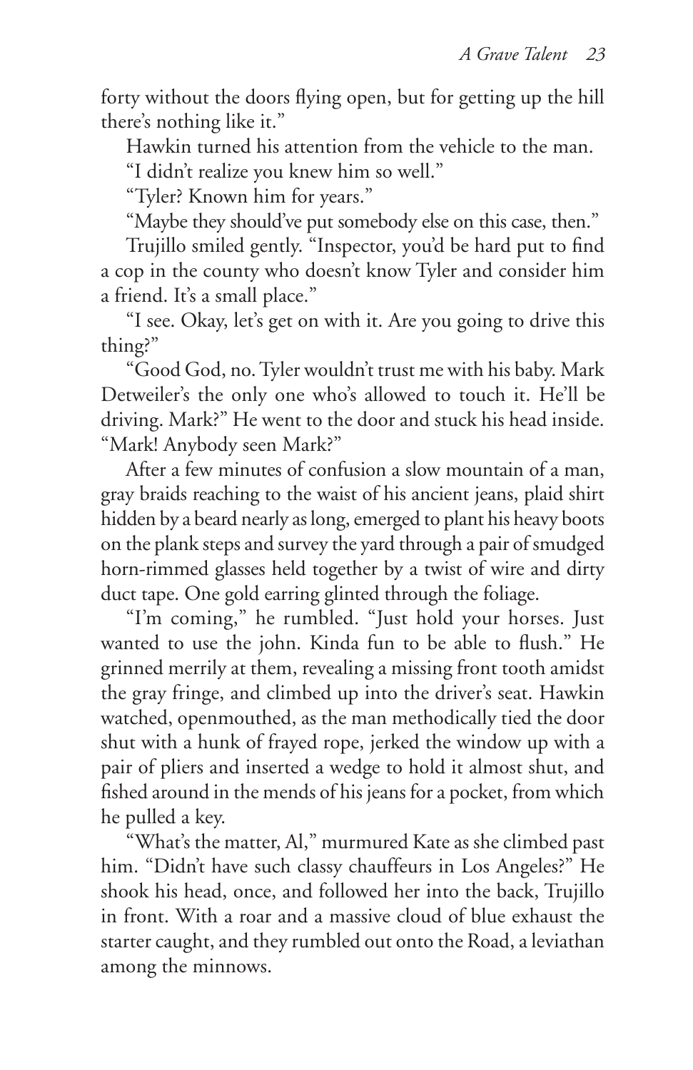forty without the doors flying open, but for getting up the hill there's nothing like it."

Hawkin turned his attention from the vehicle to the man. "I didn't realize you knew him so well."

"Tyler? Known him for years."

"Maybe they should've put somebody else on this case, then."

Trujillo smiled gently. "Inspector, you'd be hard put to find a cop in the county who doesn't know Tyler and consider him a friend. It's a small place."

"I see. Okay, let's get on with it. Are you going to drive this thing?"

"Good God, no. Tyler wouldn't trust me with his baby. Mark Detweiler's the only one who's allowed to touch it. He'll be driving. Mark?" He went to the door and stuck his head inside. "Mark! Anybody seen Mark?"

After a few minutes of confusion a slow mountain of a man, gray braids reaching to the waist of his ancient jeans, plaid shirt hidden by a beard nearly as long, emerged to plant his heavy boots on the plank steps and survey the yard through a pair of smudged horn-rimmed glasses held together by a twist of wire and dirty duct tape. One gold earring glinted through the foliage.

"I'm coming," he rumbled. "Just hold your horses. Just wanted to use the john. Kinda fun to be able to flush." He grinned merrily at them, revealing a missing front tooth amidst the gray fringe, and climbed up into the driver's seat. Hawkin watched, openmouthed, as the man methodically tied the door shut with a hunk of frayed rope, jerked the window up with a pair of pliers and inserted a wedge to hold it almost shut, and fished around in the mends of his jeans for a pocket, from which he pulled a key.

"What's the matter, Al," murmured Kate as she climbed past him. "Didn't have such classy chauffeurs in Los Angeles?" He shook his head, once, and followed her into the back, Trujillo in front. With a roar and a massive cloud of blue exhaust the starter caught, and they rumbled out onto the Road, a leviathan among the minnows.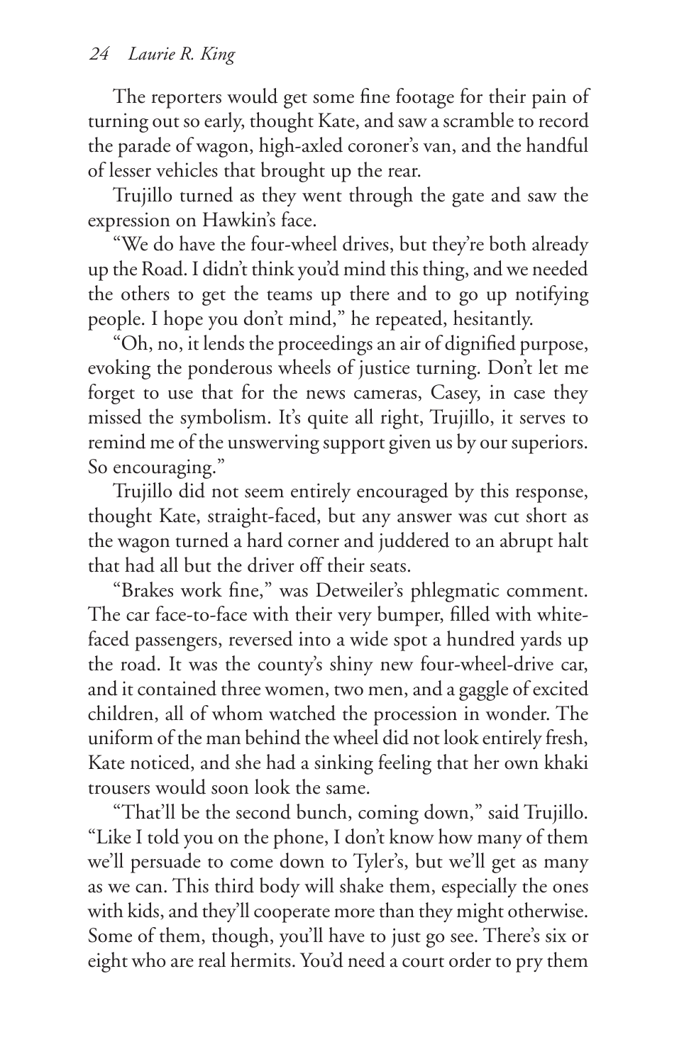The reporters would get some fine footage for their pain of turning out so early, thought Kate, and saw a scramble to record the parade of wagon, high-axled coroner's van, and the handful of lesser vehicles that brought up the rear.

Trujillo turned as they went through the gate and saw the expression on Hawkin's face.

"We do have the four-wheel drives, but they're both already up the Road. I didn't think you'd mind this thing, and we needed the others to get the teams up there and to go up notifying people. I hope you don't mind," he repeated, hesitantly.

"Oh, no, it lends the proceedings an air of dignified purpose, evoking the ponderous wheels of justice turning. Don't let me forget to use that for the news cameras, Casey, in case they missed the symbolism. It's quite all right, Trujillo, it serves to remind me of the unswerving support given us by our superiors. So encouraging."

Trujillo did not seem entirely encouraged by this response, thought Kate, straight-faced, but any answer was cut short as the wagon turned a hard corner and juddered to an abrupt halt that had all but the driver off their seats.

"Brakes work fine," was Detweiler's phlegmatic comment. The car face-to-face with their very bumper, filled with white-faced passengers, reversed into a wide spot a hundred yards up the road. It was the county's shiny new four-wheel-drive car, and it contained three women, two men, and a gaggle of excited children, all of whom watched the procession in wonder. The uniform of the man behind the wheel did not look entirely fresh, Kate noticed, and she had a sinking feeling that her own khaki trousers would soon look the same.

"That'll be the second bunch, coming down," said Trujillo. "Like I told you on the phone, I don't know how many of them we'll persuade to come down to Tyler's, but we'll get as many as we can. This third body will shake them, especially the ones with kids, and they'll cooperate more than they might otherwise. Some of them, though, you'll have to just go see. There's six or eight who are real hermits. You'd need a court order to pry them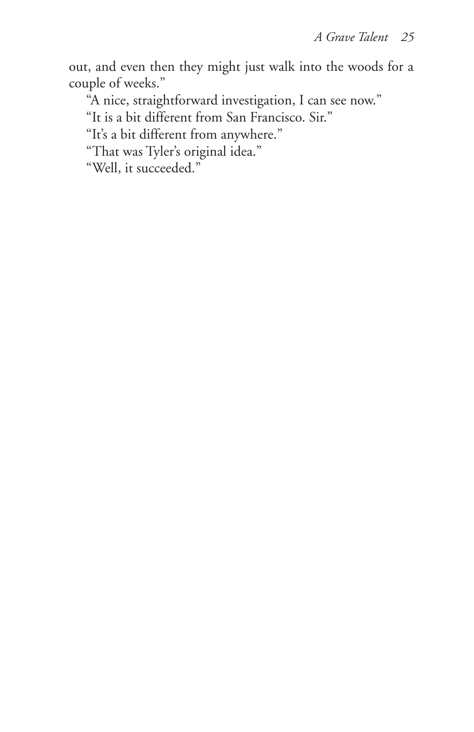out, and even then they might just walk into the woods for a couple of weeks."

"A nice, straightforward investigation, I can see now."

"It is a bit different from San Francisco. Sir."

"It's a bit different from anywhere."

"That was Tyler's original idea."

"Well, it succeeded."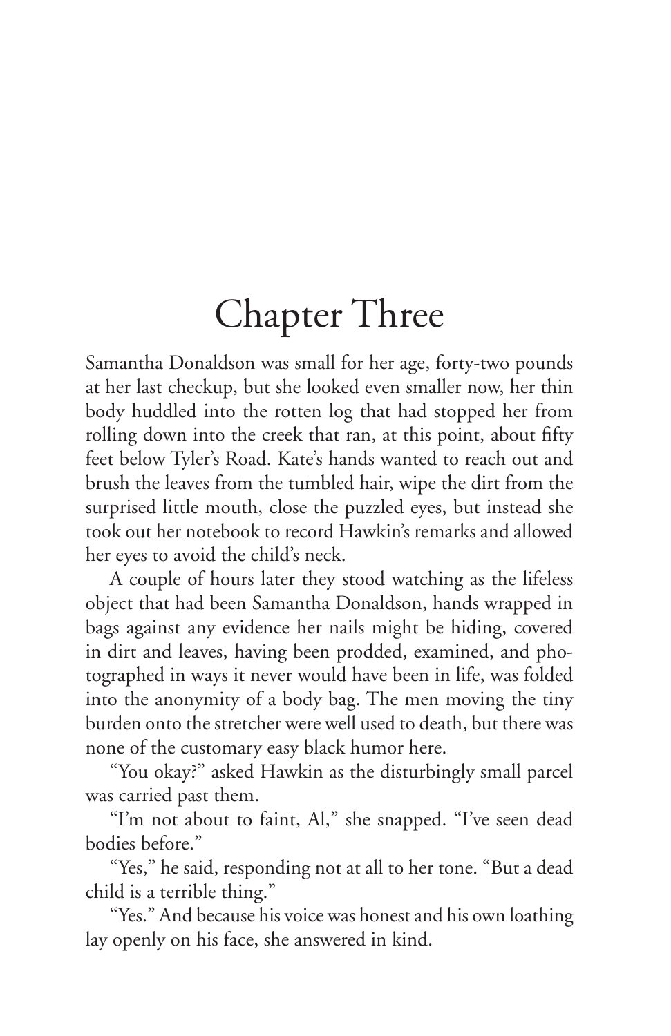# Chapter Three

Samantha Donaldson was small for her age, forty-two pounds at her last checkup, but she looked even smaller now, her thin body huddled into the rotten log that had stopped her from rolling down into the creek that ran, at this point, about fifty feet below Tyler's Road. Kate's hands wanted to reach out and brush the leaves from the tumbled hair, wipe the dirt from the surprised little mouth, close the puzzled eyes, but instead she took out her notebook to record Hawkin's remarks and allowed her eyes to avoid the child's neck.

A couple of hours later they stood watching as the lifeless object that had been Samantha Donaldson, hands wrapped in bags against any evidence her nails might be hiding, covered in dirt and leaves, having been prodded, examined, and photographed in ways it never would have been in life, was folded into the anonymity of a body bag. The men moving the tiny burden onto the stretcher were well used to death, but there was none of the customary easy black humor here.

"You okay?" asked Hawkin as the disturbingly small parcel was carried past them.

"I'm not about to faint, Al," she snapped. "I've seen dead bodies before."

"Yes," he said, responding not at all to her tone. "But a dead child is a terrible thing."

"Yes." And because his voice was honest and his own loathing lay openly on his face, she answered in kind.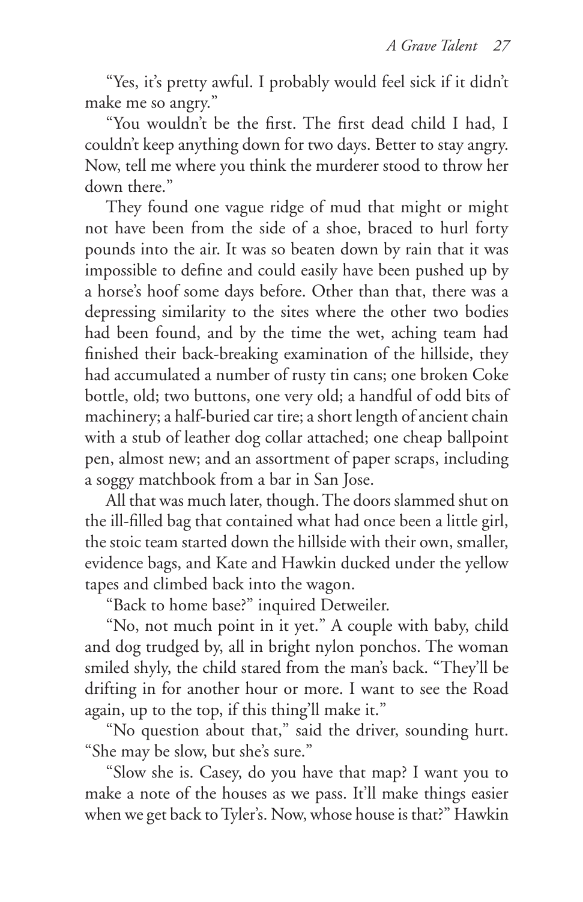"Yes, it's pretty awful. I probably would feel sick if it didn't make me so angry."

"You wouldn't be the first. The first dead child I had, I couldn't keep anything down for two days. Better to stay angry. Now, tell me where you think the murderer stood to throw her down there."

They found one vague ridge of mud that might or might not have been from the side of a shoe, braced to hurl forty pounds into the air. It was so beaten down by rain that it was impossible to define and could easily have been pushed up by a horse's hoof some days before. Other than that, there was a depressing similarity to the sites where the other two bodies had been found, and by the time the wet, aching team had finished their back-breaking examination of the hillside, they had accumulated a number of rusty tin cans; one broken Coke bottle, old; two buttons, one very old; a handful of odd bits of machinery; a half-buried car tire; a short length of ancient chain with a stub of leather dog collar attached; one cheap ballpoint pen, almost new; and an assortment of paper scraps, including a soggy matchbook from a bar in San Jose.

All that was much later, though. The doors slammed shut on the ill-filled bag that contained what had once been a little girl, the stoic team started down the hillside with their own, smaller, evidence bags, and Kate and Hawkin ducked under the yellow tapes and climbed back into the wagon.

"Back to home base?" inquired Detweiler.

"No, not much point in it yet." A couple with baby, child and dog trudged by, all in bright nylon ponchos. The woman smiled shyly, the child stared from the man's back. "They'll be drifting in for another hour or more. I want to see the Road again, up to the top, if this thing'll make it."

"No question about that," said the driver, sounding hurt. "She may be slow, but she's sure."

"Slow she is. Casey, do you have that map? I want you to make a note of the houses as we pass. It'll make things easier when we get back to Tyler's. Now, whose house is that?" Hawkin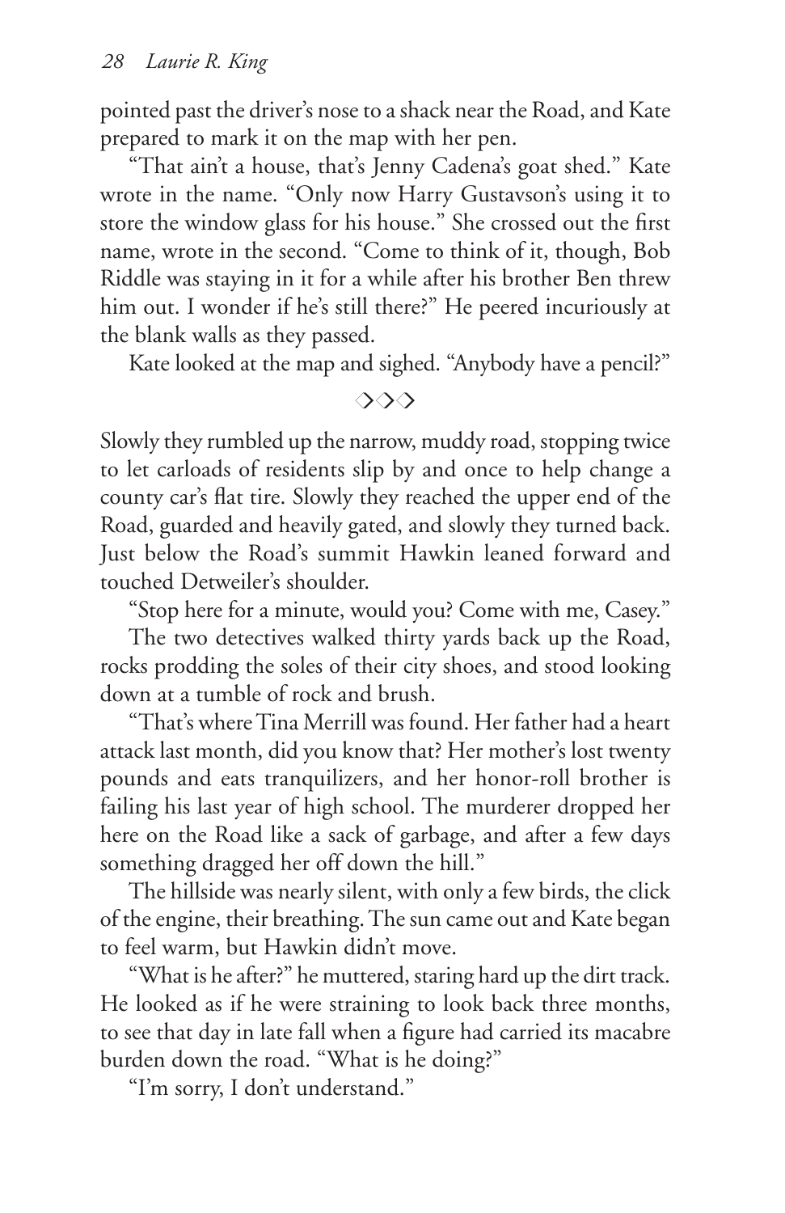pointed past the driver's nose to a shack near the Road, and Kate prepared to mark it on the map with her pen.

"That ain't a house, that's Jenny Cadena's goat shed." Kate wrote in the name. "Only now Harry Gustavson's using it to store the window glass for his house." She crossed out the first name, wrote in the second. "Come to think of it, though, Bob Riddle was staying in it for a while after his brother Ben threw him out. I wonder if he's still there?" He peered incuriously at the blank walls as they passed.

Kate looked at the map and sighed. "Anybody have a pencil?"

◇◇◇

Slowly they rumbled up the narrow, muddy road, stopping twice to let carloads of residents slip by and once to help change a county car's flat tire. Slowly they reached the upper end of the Road, guarded and heavily gated, and slowly they turned back. Just below the Road's summit Hawkin leaned forward and touched Detweiler's shoulder.

"Stop here for a minute, would you? Come with me, Casey."

The two detectives walked thirty yards back up the Road, rocks prodding the soles of their city shoes, and stood looking down at a tumble of rock and brush.

"That's where Tina Merrill was found. Her father had a heart attack last month, did you know that? Her mother's lost twenty pounds and eats tranquilizers, and her honor-roll brother is failing his last year of high school. The murderer dropped her here on the Road like a sack of garbage, and after a few days something dragged her off down the hill."

The hillside was nearly silent, with only a few birds, the click of the engine, their breathing. The sun came out and Kate began to feel warm, but Hawkin didn't move.

"What is he after?" he muttered, staring hard up the dirt track. He looked as if he were straining to look back three months, to see that day in late fall when a figure had carried its macabre burden down the road. "What is he doing?"

"I'm sorry, I don't understand."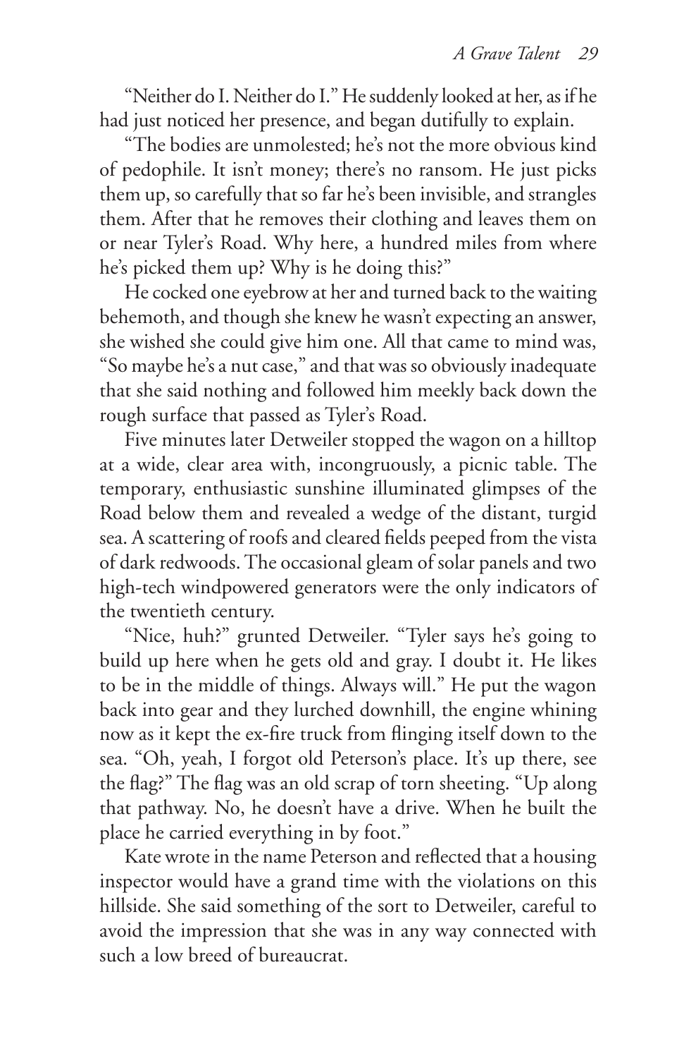"Neither do I. Neither do I." He suddenly looked at her, as if he had just noticed her presence, and began dutifully to explain.

"The bodies are unmolested; he's not the more obvious kind of pedophile. It isn't money; there's no ransom. He just picks them up, so carefully that so far he's been invisible, and strangles them. After that he removes their clothing and leaves them on or near Tyler's Road. Why here, a hundred miles from where he's picked them up? Why is he doing this?"

He cocked one eyebrow at her and turned back to the waiting behemoth, and though she knew he wasn't expecting an answer, she wished she could give him one. All that came to mind was, "So maybe he's a nut case," and that was so obviously inadequate that she said nothing and followed him meekly back down the rough surface that passed as Tyler's Road.

Five minutes later Detweiler stopped the wagon on a hilltop at a wide, clear area with, incongruously, a picnic table. The temporary, enthusiastic sunshine illuminated glimpses of the Road below them and revealed a wedge of the distant, turgid sea. A scattering of roofs and cleared fields peeped from the vista of dark redwoods. The occasional gleam of solar panels and two high-tech windpowered generators were the only indicators of the twentieth century.

"Nice, huh?" grunted Detweiler. "Tyler says he's going to build up here when he gets old and gray. I doubt it. He likes to be in the middle of things. Always will." He put the wagon back into gear and they lurched downhill, the engine whining now as it kept the ex-fire truck from flinging itself down to the sea. "Oh, yeah, I forgot old Peterson's place. It's up there, see the flag?" The flag was an old scrap of torn sheeting. "Up along that pathway. No, he doesn't have a drive. When he built the place he carried everything in by foot."

Kate wrote in the name Peterson and reflected that a housing inspector would have a grand time with the violations on this hillside. She said something of the sort to Detweiler, careful to avoid the impression that she was in any way connected with such a low breed of bureaucrat.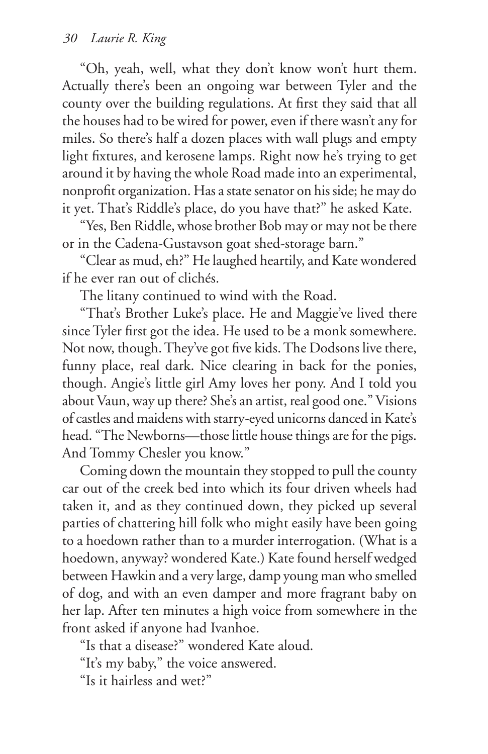"Oh, yeah, well, what they don't know won't hurt them. Actually there's been an ongoing war between Tyler and the county over the building regulations. At first they said that all the houses had to be wired for power, even if there wasn't any for miles. So there's half a dozen places with wall plugs and empty light fixtures, and kerosene lamps. Right now he's trying to get around it by having the whole Road made into an experimental, nonprofit organization. Has a state senator on his side; he may do it yet. That's Riddle's place, do you have that?" he asked Kate.

"Yes, Ben Riddle, whose brother Bob may or may not be there or in the Cadena-Gustavson goat shed-storage barn."

"Clear as mud, eh?" He laughed heartily, and Kate wondered if he ever ran out of clichés.

The litany continued to wind with the Road.

"That's Brother Luke's place. He and Maggie've lived there since Tyler first got the idea. He used to be a monk somewhere. Not now, though. They've got five kids. The Dodsons live there, funny place, real dark. Nice clearing in back for the ponies, though. Angie's little girl Amy loves her pony. And I told you about Vaun, way up there? She's an artist, real good one." Visions of castles and maidens with starry-eyed unicorns danced in Kate's head. "The Newborns—those little house things are for the pigs. And Tommy Chesler you know."

Coming down the mountain they stopped to pull the county car out of the creek bed into which its four driven wheels had taken it, and as they continued down, they picked up several parties of chattering hill folk who might easily have been going to a hoedown rather than to a murder interrogation. (What is a hoedown, anyway? wondered Kate.) Kate found herself wedged between Hawkin and a very large, damp young man who smelled of dog, and with an even damper and more fragrant baby on her lap. After ten minutes a high voice from somewhere in the front asked if anyone had Ivanhoe.

"Is that a disease?" wondered Kate aloud.

"It's my baby," the voice answered.

"Is it hairless and wet?"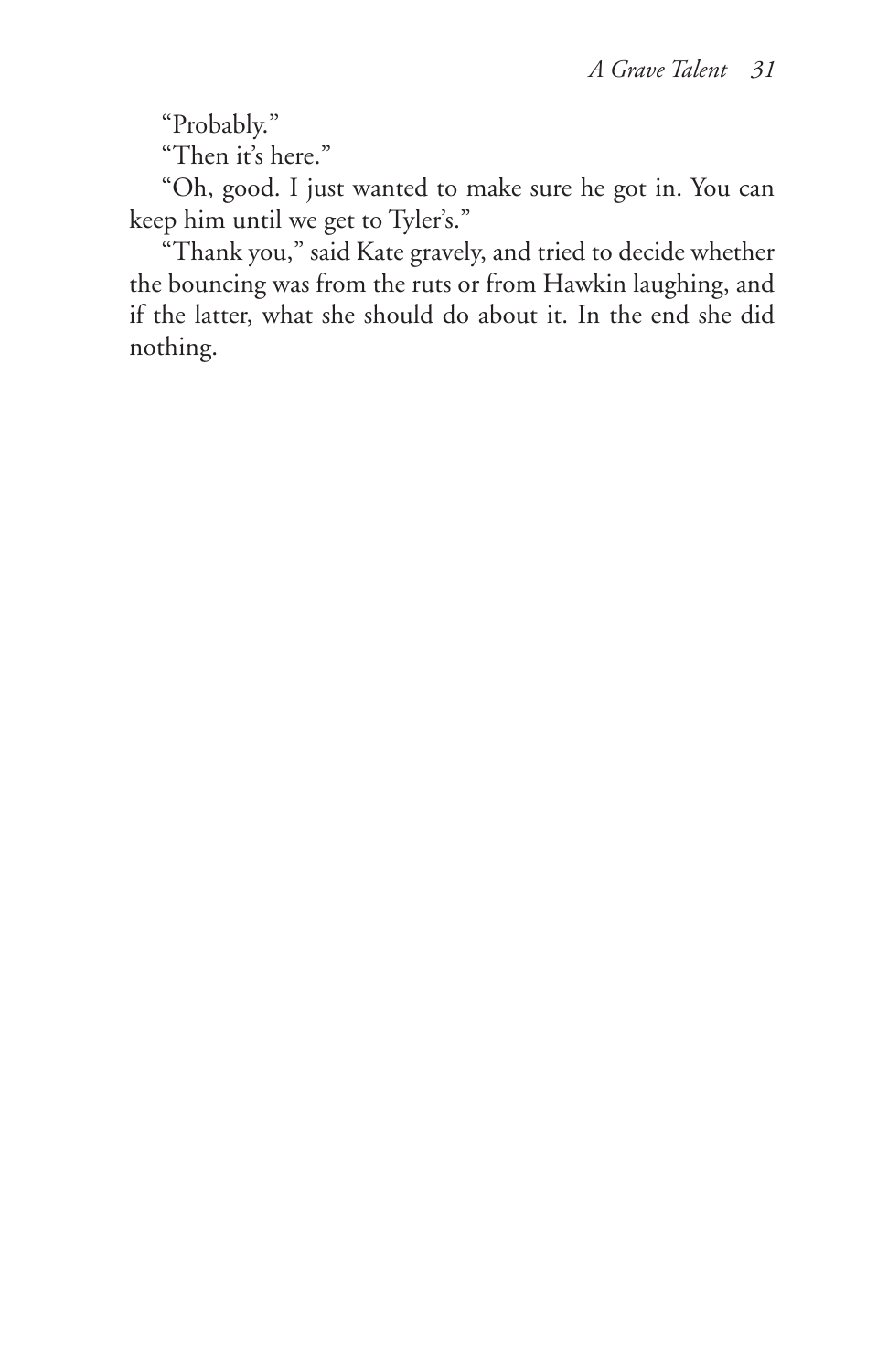"Probably."

"Then it's here."

"Oh, good. I just wanted to make sure he got in. You can keep him until we get to Tyler's."

"Thank you," said Kate gravely, and tried to decide whether the bouncing was from the ruts or from Hawkin laughing, and if the latter, what she should do about it. In the end she did nothing.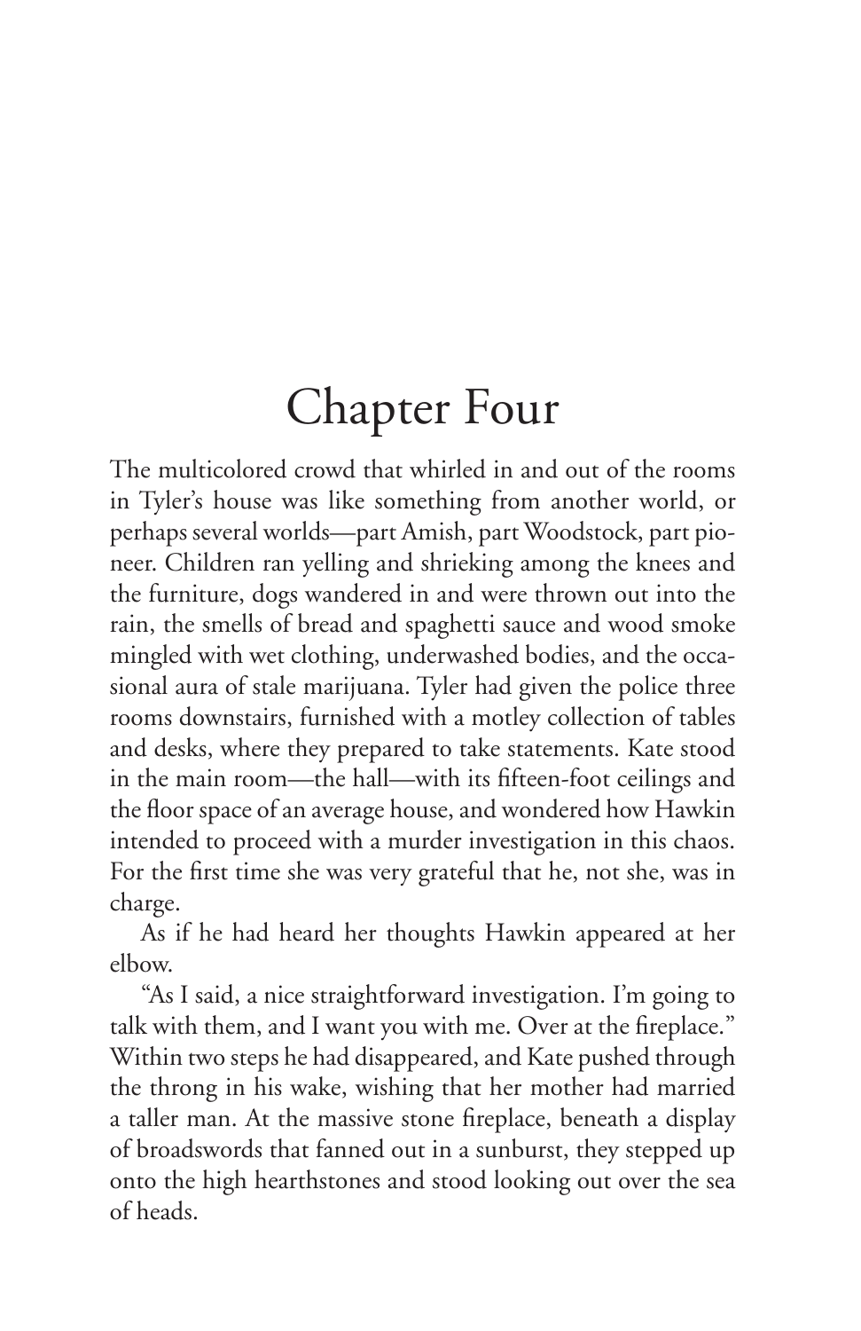# Chapter Four

The multicolored crowd that whirled in and out of the rooms in Tyler's house was like something from another world, or perhaps several worlds—part Amish, part Woodstock, part pioneer. Children ran yelling and shrieking among the knees and the furniture, dogs wandered in and were thrown out into the rain, the smells of bread and spaghetti sauce and wood smoke mingled with wet clothing, underwashed bodies, and the occasional aura of stale marijuana. Tyler had given the police three rooms downstairs, furnished with a motley collection of tables and desks, where they prepared to take statements. Kate stood in the main room—the hall—with its fifteen-foot ceilings and the floor space of an average house, and wondered how Hawkin intended to proceed with a murder investigation in this chaos. For the first time she was very grateful that he, not she, was in charge.

As if he had heard her thoughts Hawkin appeared at her elbow.

"As I said, a nice straightforward investigation. I'm going to talk with them, and I want you with me. Over at the fireplace." Within two steps he had disappeared, and Kate pushed through the throng in his wake, wishing that her mother had married a taller man. At the massive stone fireplace, beneath a display of broadswords that fanned out in a sunburst, they stepped up onto the high hearthstones and stood looking out over the sea of heads.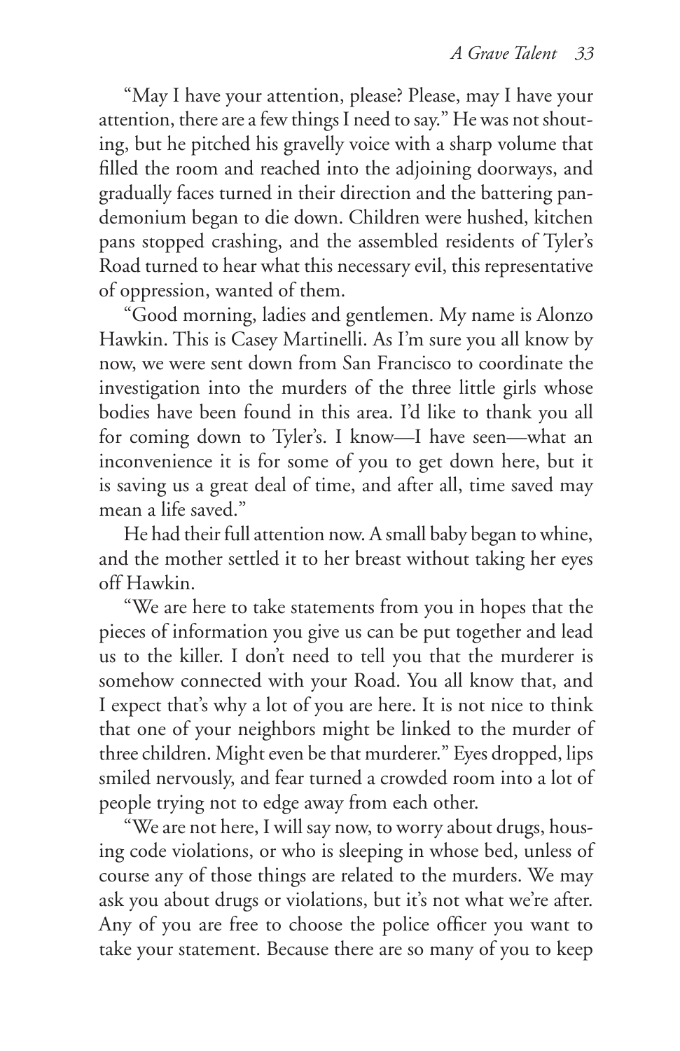"May I have your attention, please? Please, may I have your attention, there are a few things I need to say." He was not shouting, but he pitched his gravelly voice with a sharp volume that filled the room and reached into the adjoining doorways, and gradually faces turned in their direction and the battering pandemonium began to die down. Children were hushed, kitchen pans stopped crashing, and the assembled residents of Tyler's Road turned to hear what this necessary evil, this representative of oppression, wanted of them.

"Good morning, ladies and gentlemen. My name is Alonzo Hawkin. This is Casey Martinelli. As I'm sure you all know by now, we were sent down from San Francisco to coordinate the investigation into the murders of the three little girls whose bodies have been found in this area. I'd like to thank you all for coming down to Tyler's. I know—I have seen—what an inconvenience it is for some of you to get down here, but it is saving us a great deal of time, and after all, time saved may mean a life saved."

He had their full attention now. A small baby began to whine, and the mother settled it to her breast without taking her eyes off Hawkin.

"We are here to take statements from you in hopes that the pieces of information you give us can be put together and lead us to the killer. I don't need to tell you that the murderer is somehow connected with your Road. You all know that, and I expect that's why a lot of you are here. It is not nice to think that one of your neighbors might be linked to the murder of three children. Might even be that murderer." Eyes dropped, lips smiled nervously, and fear turned a crowded room into a lot of people trying not to edge away from each other.

"We are not here, I will say now, to worry about drugs, housing code violations, or who is sleeping in whose bed, unless of course any of those things are related to the murders. We may ask you about drugs or violations, but it's not what we're after. Any of you are free to choose the police officer you want to take your statement. Because there are so many of you to keep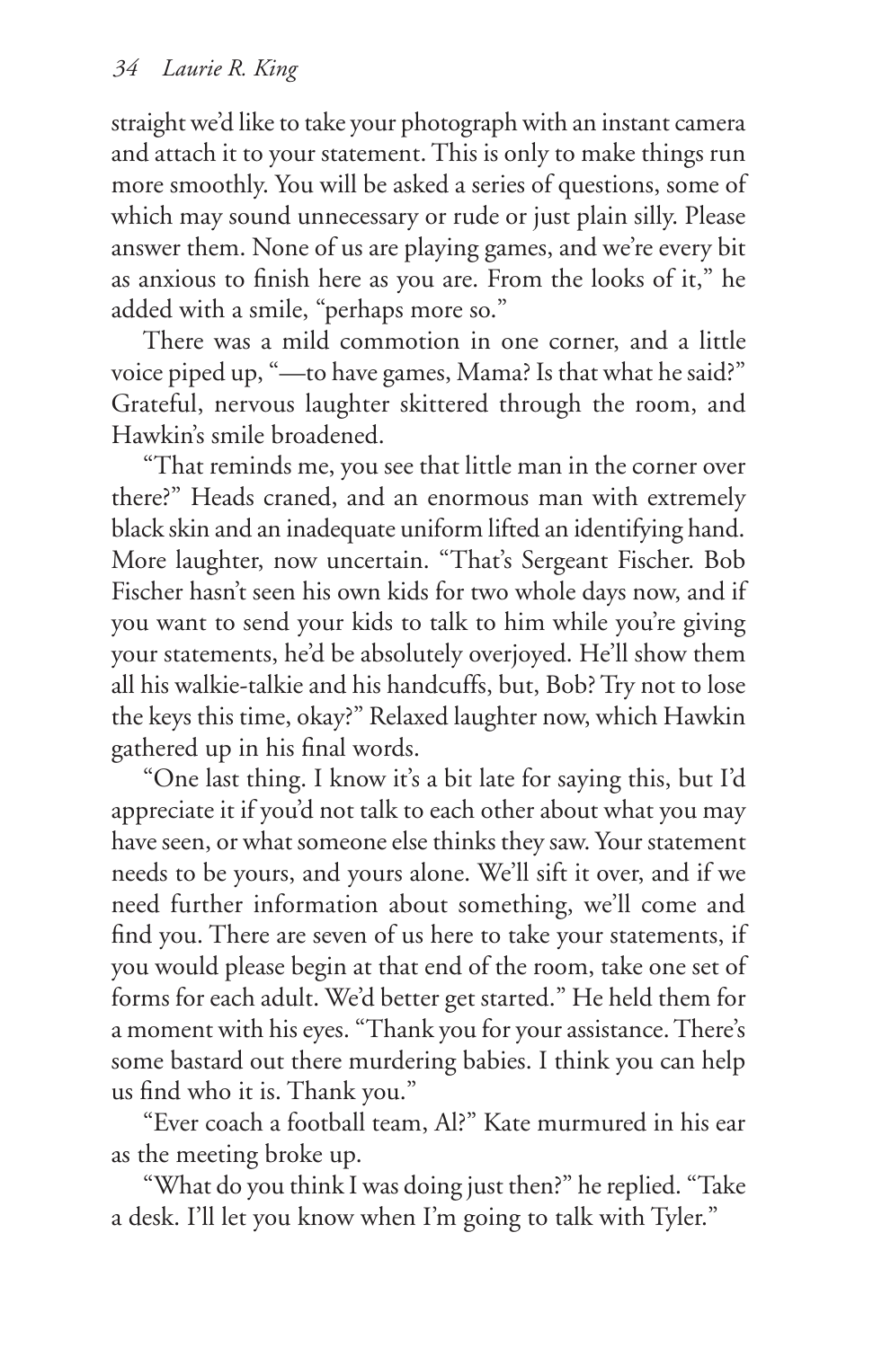straight we'd like to take your photograph with an instant camera and attach it to your statement. This is only to make things run more smoothly. You will be asked a series of questions, some of which may sound unnecessary or rude or just plain silly. Please answer them. None of us are playing games, and we're every bit as anxious to finish here as you are. From the looks of it," he added with a smile, "perhaps more so."

There was a mild commotion in one corner, and a little voice piped up, "—to have games, Mama? Is that what he said?" Grateful, nervous laughter skittered through the room, and Hawkin's smile broadened.

"That reminds me, you see that little man in the corner over there?" Heads craned, and an enormous man with extremely black skin and an inadequate uniform lifted an identifying hand. More laughter, now uncertain. "That's Sergeant Fischer. Bob Fischer hasn't seen his own kids for two whole days now, and if you want to send your kids to talk to him while you're giving your statements, he'd be absolutely overjoyed. He'll show them all his walkie-talkie and his handcuffs, but, Bob? Try not to lose the keys this time, okay?" Relaxed laughter now, which Hawkin gathered up in his final words.

"One last thing. I know it's a bit late for saying this, but I'd appreciate it if you'd not talk to each other about what you may have seen, or what someone else thinks they saw. Your statement needs to be yours, and yours alone. We'll sift it over, and if we need further information about something, we'll come and find you. There are seven of us here to take your statements, if you would please begin at that end of the room, take one set of forms for each adult. We'd better get started." He held them for a moment with his eyes. "Thank you for your assistance. There's some bastard out there murdering babies. I think you can help us find who it is. Thank you."

"Ever coach a football team, Al?" Kate murmured in his ear as the meeting broke up.

"What do you think I was doing just then?" he replied. "Take a desk. I'll let you know when I'm going to talk with Tyler."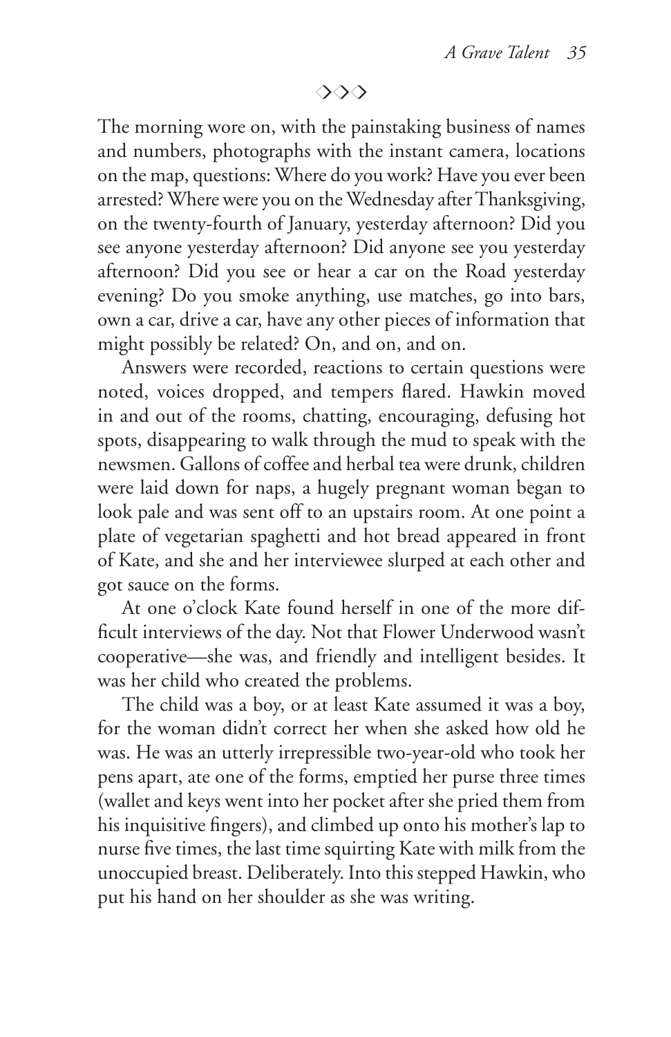◇◇◇

The morning wore on, with the painstaking business of names and numbers, photographs with the instant camera, locations on the map, questions: Where do you work? Have you ever been arrested? Where were you on the Wednesday after Thanksgiving, on the twenty-fourth of January, yesterday afternoon? Did you see anyone yesterday afternoon? Did anyone see you yesterday afternoon? Did you see or hear a car on the Road yesterday evening? Do you smoke anything, use matches, go into bars, own a car, drive a car, have any other pieces of information that might possibly be related? On, and on, and on.

Answers were recorded, reactions to certain questions were noted, voices dropped, and tempers flared. Hawkin moved in and out of the rooms, chatting, encouraging, defusing hot spots, disappearing to walk through the mud to speak with the newsmen. Gallons of coffee and herbal tea were drunk, children were laid down for naps, a hugely pregnant woman began to look pale and was sent off to an upstairs room. At one point a plate of vegetarian spaghetti and hot bread appeared in front of Kate, and she and her interviewee slurped at each other and got sauce on the forms.

At one o'clock Kate found herself in one of the more difficult interviews of the day. Not that Flower Underwood wasn't cooperative—she was, and friendly and intelligent besides. It was her child who created the problems.

The child was a boy, or at least Kate assumed it was a boy, for the woman didn't correct her when she asked how old he was. He was an utterly irrepressible two-year-old who took her pens apart, ate one of the forms, emptied her purse three times (wallet and keys went into her pocket after she pried them from his inquisitive fingers), and climbed up onto his mother's lap to nurse five times, the last time squirting Kate with milk from the unoccupied breast. Deliberately. Into this stepped Hawkin, who put his hand on her shoulder as she was writing.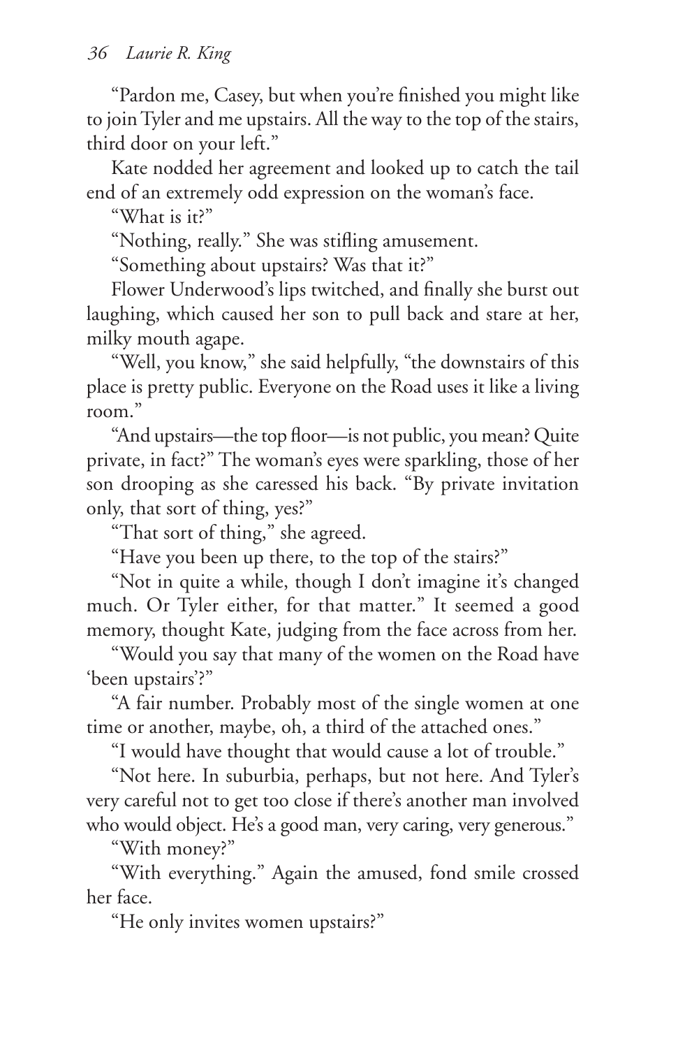"Pardon me, Casey, but when you're finished you might like to join Tyler and me upstairs. All the way to the top of the stairs, third door on your left."

Kate nodded her agreement and looked up to catch the tail end of an extremely odd expression on the woman's face.

"What is it?"

"Nothing, really." She was stifling amusement.

"Something about upstairs? Was that it?"

Flower Underwood's lips twitched, and finally she burst out laughing, which caused her son to pull back and stare at her, milky mouth agape.

"Well, you know," she said helpfully, "the downstairs of this place is pretty public. Everyone on the Road uses it like a living room."

"And upstairs—the top floor—is not public, you mean? Quite private, in fact?" The woman's eyes were sparkling, those of her son drooping as she caressed his back. "By private invitation only, that sort of thing, yes?"

"That sort of thing," she agreed.

"Have you been up there, to the top of the stairs?"

"Not in quite a while, though I don't imagine it's changed much. Or Tyler either, for that matter." It seemed a good memory, thought Kate, judging from the face across from her.

"Would you say that many of the women on the Road have 'been upstairs'?"

"A fair number. Probably most of the single women at one time or another, maybe, oh, a third of the attached ones."

"I would have thought that would cause a lot of trouble."

"Not here. In suburbia, perhaps, but not here. And Tyler's very careful not to get too close if there's another man involved who would object. He's a good man, very caring, very generous."

"With money?"

"With everything." Again the amused, fond smile crossed her face.

"He only invites women upstairs?"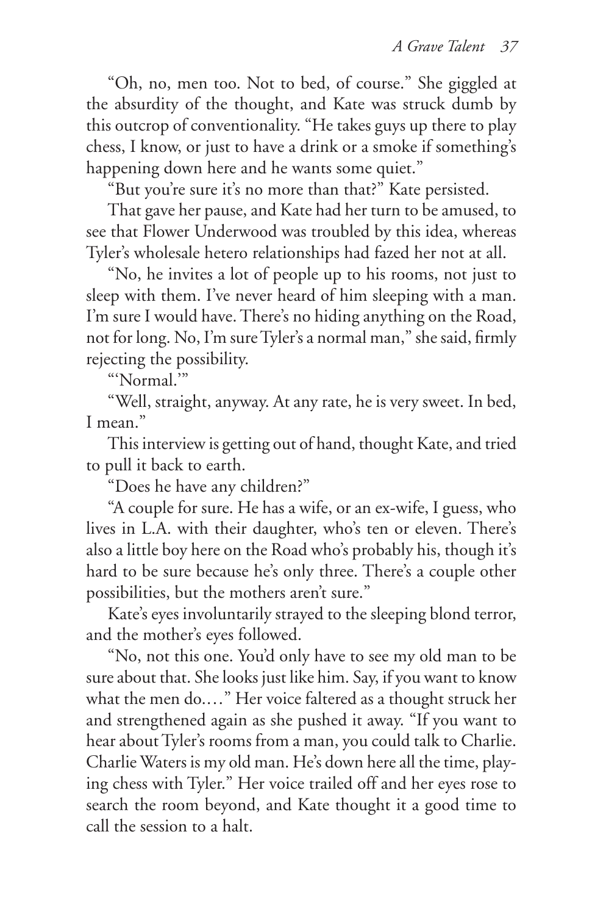"Oh, no, men too. Not to bed, of course." She giggled at the absurdity of the thought, and Kate was struck dumb by this outcrop of conventionality. "He takes guys up there to play chess, I know, or just to have a drink or a smoke if something's happening down here and he wants some quiet."

"But you're sure it's no more than that?" Kate persisted.

That gave her pause, and Kate had her turn to be amused, to see that Flower Underwood was troubled by this idea, whereas Tyler's wholesale hetero relationships had fazed her not at all.

"No, he invites a lot of people up to his rooms, not just to sleep with them. I've never heard of him sleeping with a man. I'm sure I would have. There's no hiding anything on the Road, not for long. No, I'm sure Tyler's a normal man," she said, firmly rejecting the possibility.

"'Normal.'"

"Well, straight, anyway. At any rate, he is very sweet. In bed, I mean."

This interview is getting out of hand, thought Kate, and tried to pull it back to earth.

"Does he have any children?"

"A couple for sure. He has a wife, or an ex-wife, I guess, who lives in L.A. with their daughter, who's ten or eleven. There's also a little boy here on the Road who's probably his, though it's hard to be sure because he's only three. There's a couple other possibilities, but the mothers aren't sure."

Kate's eyes involuntarily strayed to the sleeping blond terror, and the mother's eyes followed.

"No, not this one. You'd only have to see my old man to be sure about that. She looks just like him. Say, if you want to know what the men do...." Her voice faltered as a thought struck her and strengthened again as she pushed it away. "If you want to hear about Tyler's rooms from a man, you could talk to Charlie. Charlie Waters is my old man. He's down here all the time, playing chess with Tyler." Her voice trailed off and her eyes rose to search the room beyond, and Kate thought it a good time to call the session to a halt.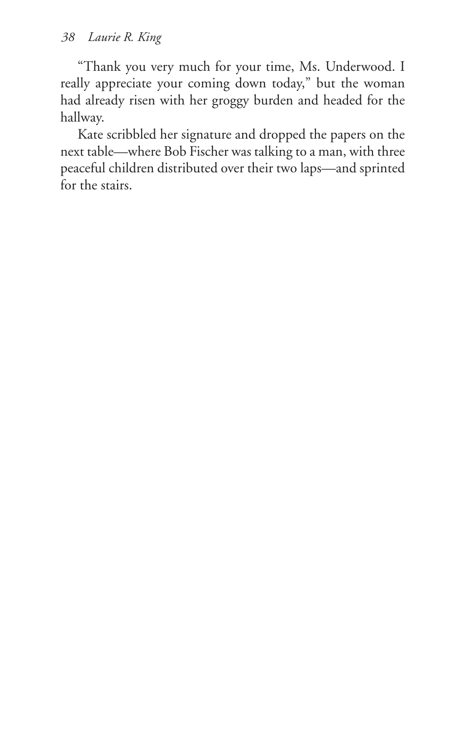"Thank you very much for your time, Ms. Underwood. I really appreciate your coming down today," but the woman had already risen with her groggy burden and headed for the hallway.

Kate scribbled her signature and dropped the papers on the next table—where Bob Fischer was talking to a man, with three peaceful children distributed over their two laps—and sprinted for the stairs.